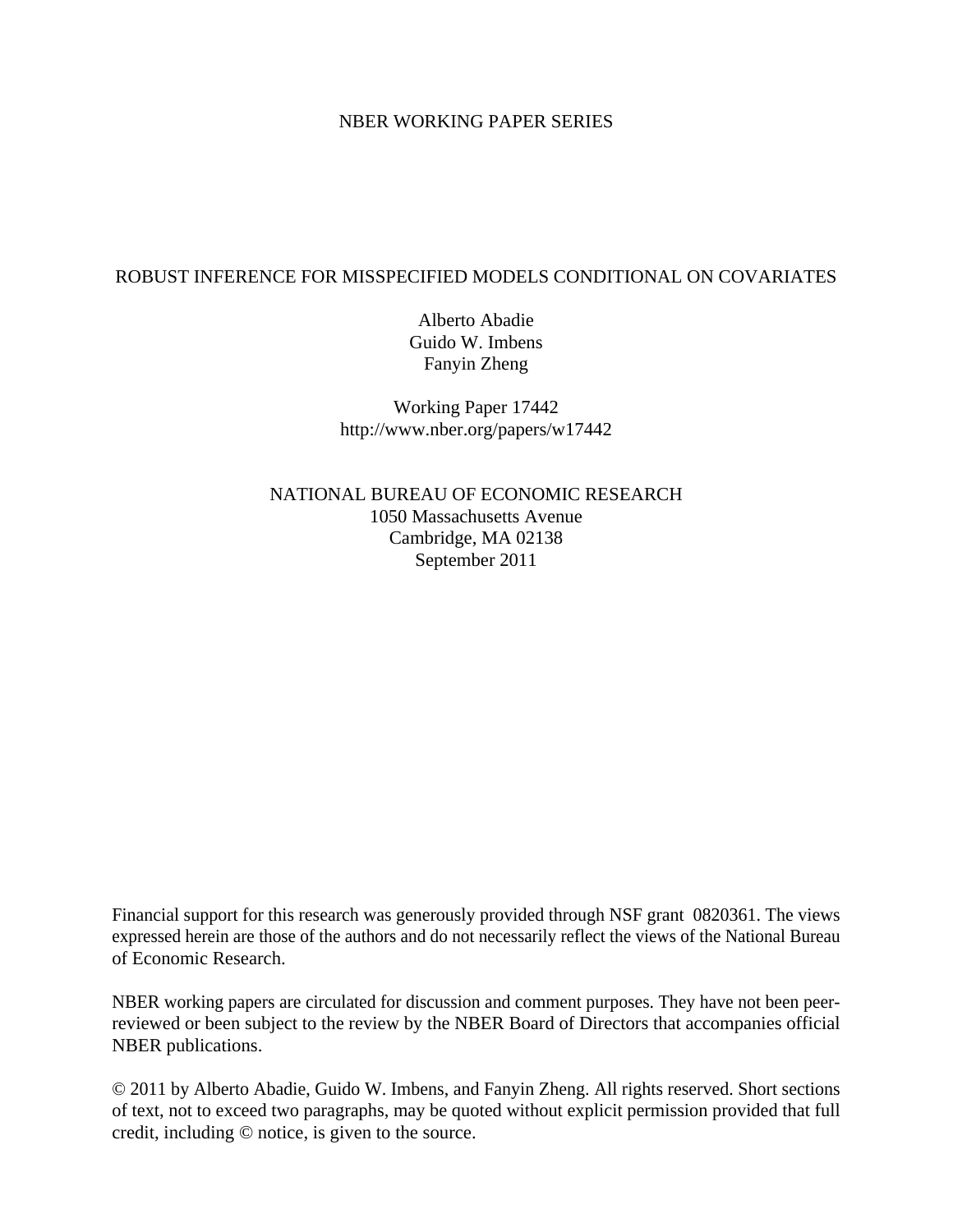NBER WORKING PAPER SERIES

# ROBUST INFERENCE FOR MISSPECIFIED MODELS CONDITIONAL ON COVARIATES

Alberto Abadie
Guido W. Imbens
Fanyin Zheng

Working Paper 17442
http://www.nber.org/papers/w17442

NATIONAL BUREAU OF ECONOMIC RESEARCH
1050 Massachusetts Avenue
Cambridge, MA 02138
September 2011

Financial support for this research was generously provided through NSF grant 0820361. The views expressed herein are those of the authors and do not necessarily reflect the views of the National Bureau of Economic Research.

NBER working papers are circulated for discussion and comment purposes. They have not been peer-reviewed or been subject to the review by the NBER Board of Directors that accompanies official NBER publications.

© 2011 by Alberto Abadie, Guido W. Imbens, and Fanyin Zheng. All rights reserved. Short sections of text, not to exceed two paragraphs, may be quoted without explicit permission provided that full credit, including © notice, is given to the source.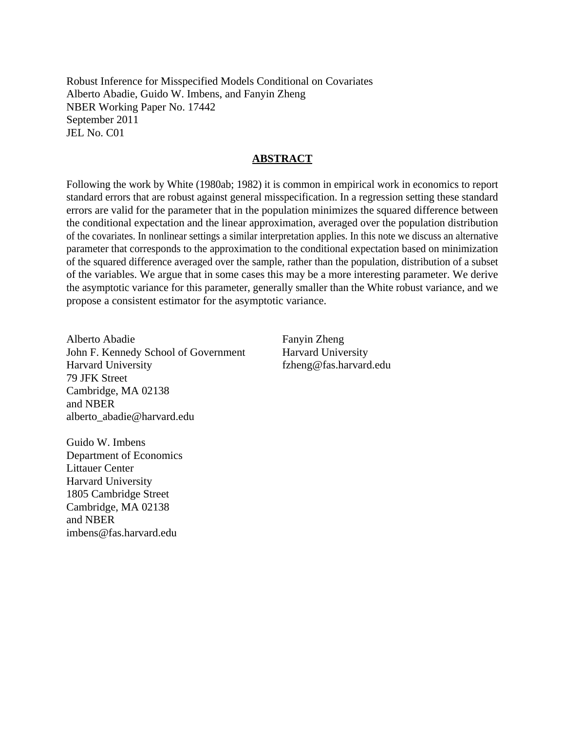Robust Inference for Misspecified Models Conditional on Covariates
Alberto Abadie, Guido W. Imbens, and Fanyin Zheng
NBER Working Paper No. 17442
September 2011
JEL No. C01

## ABSTRACT

Following the work by White (1980ab; 1982) it is common in empirical work in economics to report standard errors that are robust against general misspecification. In a regression setting these standard errors are valid for the parameter that in the population minimizes the squared difference between the conditional expectation and the linear approximation, averaged over the population distribution of the covariates. In nonlinear settings a similar interpretation applies. In this note we discuss an alternative parameter that corresponds to the approximation to the conditional expectation based on minimization of the squared difference averaged over the sample, rather than the population, distribution of a subset of the variables. We argue that in some cases this may be a more interesting parameter. We derive the asymptotic variance for this parameter, generally smaller than the White robust variance, and we propose a consistent estimator for the asymptotic variance.

Alberto Abadie
John F. Kennedy School of Government
Harvard University
79 JFK Street
Cambridge, MA 02138
and NBER
alberto_abadie@harvard.edu

Guido W. Imbens
Department of Economics
Littauer Center
Harvard University
1805 Cambridge Street
Cambridge, MA 02138
and NBER
imbens@fas.harvard.edu

Fanyin Zheng
Harvard University
fzheng@fas.harvard.edu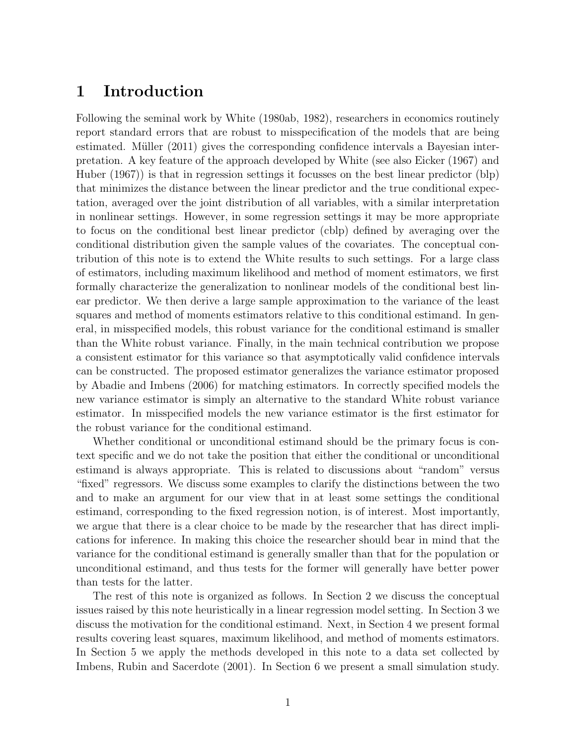# 1 Introduction

Following the seminal work by White (1980ab, 1982), researchers in economics routinely report standard errors that are robust to misspecification of the models that are being estimated. Müller (2011) gives the corresponding confidence intervals a Bayesian interpretation. A key feature of the approach developed by White (see also Eicker (1967) and Huber (1967)) is that in regression settings it focusses on the best linear predictor (blp) that minimizes the distance between the linear predictor and the true conditional expectation, averaged over the joint distribution of all variables, with a similar interpretation in nonlinear settings. However, in some regression settings it may be more appropriate to focus on the conditional best linear predictor (cblp) defined by averaging over the conditional distribution given the sample values of the covariates. The conceptual contribution of this note is to extend the White results to such settings. For a large class of estimators, including maximum likelihood and method of moment estimators, we first formally characterize the generalization to nonlinear models of the conditional best linear predictor. We then derive a large sample approximation to the variance of the least squares and method of moments estimators relative to this conditional estimand. In general, in misspecified models, this robust variance for the conditional estimand is smaller than the White robust variance. Finally, in the main technical contribution we propose a consistent estimator for this variance so that asymptotically valid confidence intervals can be constructed. The proposed estimator generalizes the variance estimator proposed by Abadie and Imbens (2006) for matching estimators. In correctly specified models the new variance estimator is simply an alternative to the standard White robust variance estimator. In misspecified models the new variance estimator is the first estimator for the robust variance for the conditional estimand.

Whether conditional or unconditional estimand should be the primary focus is context specific and we do not take the position that either the conditional or unconditional estimand is always appropriate. This is related to discussions about "random" versus "fixed" regressors. We discuss some examples to clarify the distinctions between the two and to make an argument for our view that in at least some settings the conditional estimand, corresponding to the fixed regression notion, is of interest. Most importantly, we argue that there is a clear choice to be made by the researcher that has direct implications for inference. In making this choice the researcher should bear in mind that the variance for the conditional estimand is generally smaller than that for the population or unconditional estimand, and thus tests for the former will generally have better power than tests for the latter.

The rest of this note is organized as follows. In Section 2 we discuss the conceptual issues raised by this note heuristically in a linear regression model setting. In Section 3 we discuss the motivation for the conditional estimand. Next, in Section 4 we present formal results covering least squares, maximum likelihood, and method of moments estimators. In Section 5 we apply the methods developed in this note to a data set collected by Imbens, Rubin and Sacerdote (2001). In Section 6 we present a small simulation study.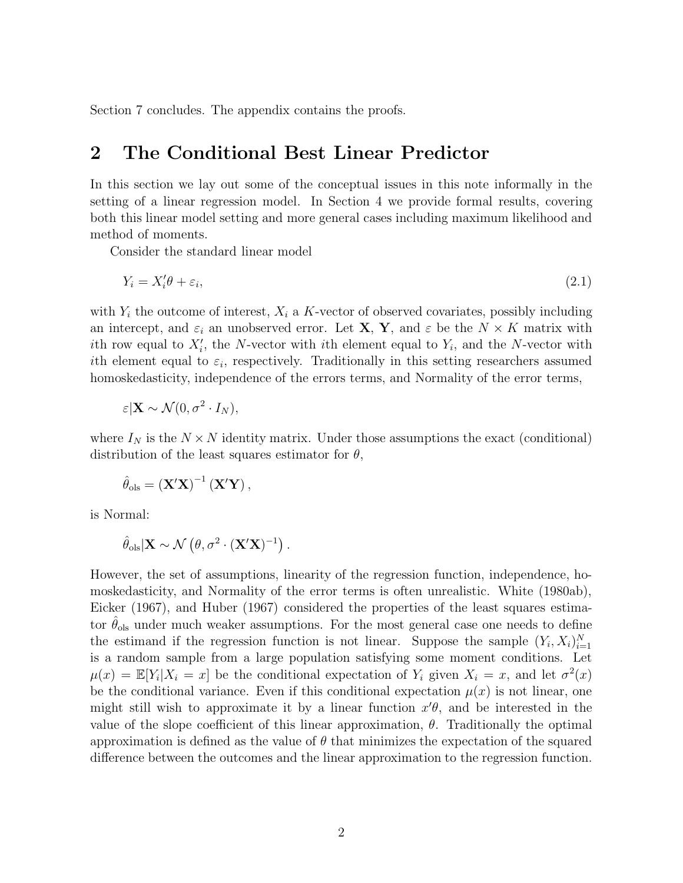Section 7 concludes. The appendix contains the proofs.

## 2 The Conditional Best Linear Predictor

In this section we lay out some of the conceptual issues in this note informally in the setting of a linear regression model. In Section 4 we provide formal results, covering both this linear model setting and more general cases including maximum likelihood and method of moments.

Consider the standard linear model

$$Y_i = X_i'\theta + \varepsilon_i, \tag{2.1}$$

with $Y_i$ the outcome of interest, $X_i$ a $K$-vector of observed covariates, possibly including an intercept, and $\varepsilon_i$ an unobserved error. Let $\mathbf{X}$, $\mathbf{Y}$, and $\varepsilon$ be the $N \times K$ matrix with $i$th row equal to $X_i'$, the $N$-vector with $i$th element equal to $Y_i$, and the $N$-vector with $i$th element equal to $\varepsilon_i$, respectively. Traditionally in this setting researchers assumed homoskedasticity, independence of the errors terms, and Normality of the error terms,

$$\varepsilon | \mathbf{X} \sim \mathcal{N}(0, \sigma^2 \cdot I_N),$$

where $I_N$ is the $N \times N$ identity matrix. Under those assumptions the exact (conditional) distribution of the least squares estimator for $\theta$,

$$\hat{\theta}_{\text{ols}} = \left(\mathbf{X}'\mathbf{X}\right)^{-1}\left(\mathbf{X}'\mathbf{Y}\right),$$

is Normal:

$$\hat{\theta}_{\text{ols}} | \mathbf{X} \sim \mathcal{N}\left(\theta, \sigma^2 \cdot \left(\mathbf{X}'\mathbf{X}\right)^{-1}\right).$$

However, the set of assumptions, linearity of the regression function, independence, homoskedasticity, and Normality of the error terms is often unrealistic. White (1980ab), Eicker (1967), and Huber (1967) considered the properties of the least squares estimator $\hat{\theta}_{\text{ols}}$ under much weaker assumptions. For the most general case one needs to define the estimand if the regression function is not linear. Suppose the sample $(Y_i, X_i)_{i=1}^N$ is a random sample from a large population satisfying some moment conditions. Let $\mu(x) = \mathbb{E}[Y_i | X_i = x]$ be the conditional expectation of $Y_i$ given $X_i = x$, and let $\sigma^2(x)$ be the conditional variance. Even if this conditional expectation $\mu(x)$ is not linear, one might still wish to approximate it by a linear function $x'\theta$, and be interested in the value of the slope coefficient of this linear approximation, $\theta$. Traditionally the optimal approximation is defined as the value of $\theta$ that minimizes the expectation of the squared difference between the outcomes and the linear approximation to the regression function.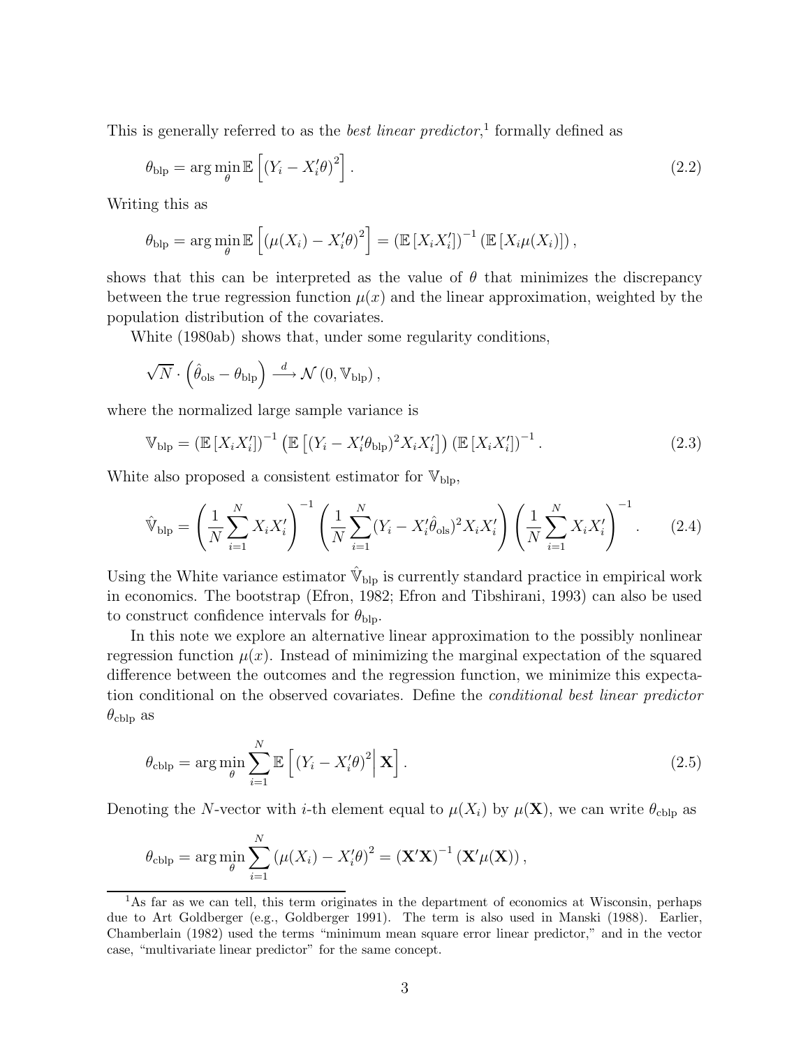This is generally referred to as the *best linear predictor*,[1] formally defined as

$$\theta_{\text{blp}} = \arg\min_{\theta} \mathbb{E}\left[(Y_i - X_i'\theta)^2\right]. \tag{2.2}$$

Writing this as

$$\theta_{\text{blp}} = \arg\min_{\theta} \mathbb{E}\left[(\mu(X_i) - X_i'\theta)^2\right] = \left(\mathbb{E}\left[X_i X_i'\right]\right)^{-1}\left(\mathbb{E}\left[X_i \mu(X_i)\right]\right),$$

shows that this can be interpreted as the value of $\theta$ that minimizes the discrepancy between the true regression function $\mu(x)$ and the linear approximation, weighted by the population distribution of the covariates.

White (1980ab) shows that, under some regularity conditions,

$$\sqrt{N} \cdot \left(\hat{\theta}_{\text{ols}} - \theta_{\text{blp}}\right) \xrightarrow{d} \mathcal{N}\left(0, \mathbb{V}_{\text{blp}}\right),$$

where the normalized large sample variance is

$$\mathbb{V}_{\text{blp}} = \left(\mathbb{E}\left[X_i X_i'\right]\right)^{-1}\left(\mathbb{E}\left[(Y_i - X_i'\theta_{\text{blp}})^2 X_i X_i'\right]\right)\left(\mathbb{E}\left[X_i X_i'\right]\right)^{-1}. \tag{2.3}$$

White also proposed a consistent estimator for $\mathbb{V}_{\text{blp}}$,

$$\hat{\mathbb{V}}_{\text{blp}} = \left(\frac{1}{N}\sum_{i=1}^{N} X_i X_i'\right)^{-1}\left(\frac{1}{N}\sum_{i=1}^{N}(Y_i - X_i'\hat{\theta}_{\text{ols}})^2 X_i X_i'\right)\left(\frac{1}{N}\sum_{i=1}^{N} X_i X_i'\right)^{-1}. \tag{2.4}$$

Using the White variance estimator $\hat{\mathbb{V}}_{\text{blp}}$ is currently standard practice in empirical work in economics. The bootstrap (Efron, 1982; Efron and Tibshirani, 1993) can also be used to construct confidence intervals for $\theta_{\text{blp}}$.

In this note we explore an alternative linear approximation to the possibly nonlinear regression function $\mu(x)$. Instead of minimizing the marginal expectation of the squared difference between the outcomes and the regression function, we minimize this expectation conditional on the observed covariates. Define the *conditional best linear predictor* $\theta_{\text{cblp}}$ as

$$\theta_{\text{cblp}} = \arg\min_{\theta} \sum_{i=1}^{N} \mathbb{E}\left[(Y_i - X_i'\theta)^2 \,\middle|\, \mathbf{X}\right]. \tag{2.5}$$

Denoting the $N$-vector with $i$-th element equal to $\mu(X_i)$ by $\mu(\mathbf{X})$, we can write $\theta_{\text{cblp}}$ as

$$\theta_{\text{cblp}} = \arg\min_{\theta} \sum_{i=1}^{N} \left(\mu(X_i) - X_i'\theta\right)^2 = \left(\mathbf{X}'\mathbf{X}\right)^{-1}\left(\mathbf{X}'\mu(\mathbf{X})\right),$$

---

[1] As far as we can tell, this term originates in the department of economics at Wisconsin, perhaps due to Art Goldberger (e.g., Goldberger 1991). The term is also used in Manski (1988). Earlier, Chamberlain (1982) used the terms "minimum mean square error linear predictor," and in the vector case, "multivariate linear predictor" for the same concept.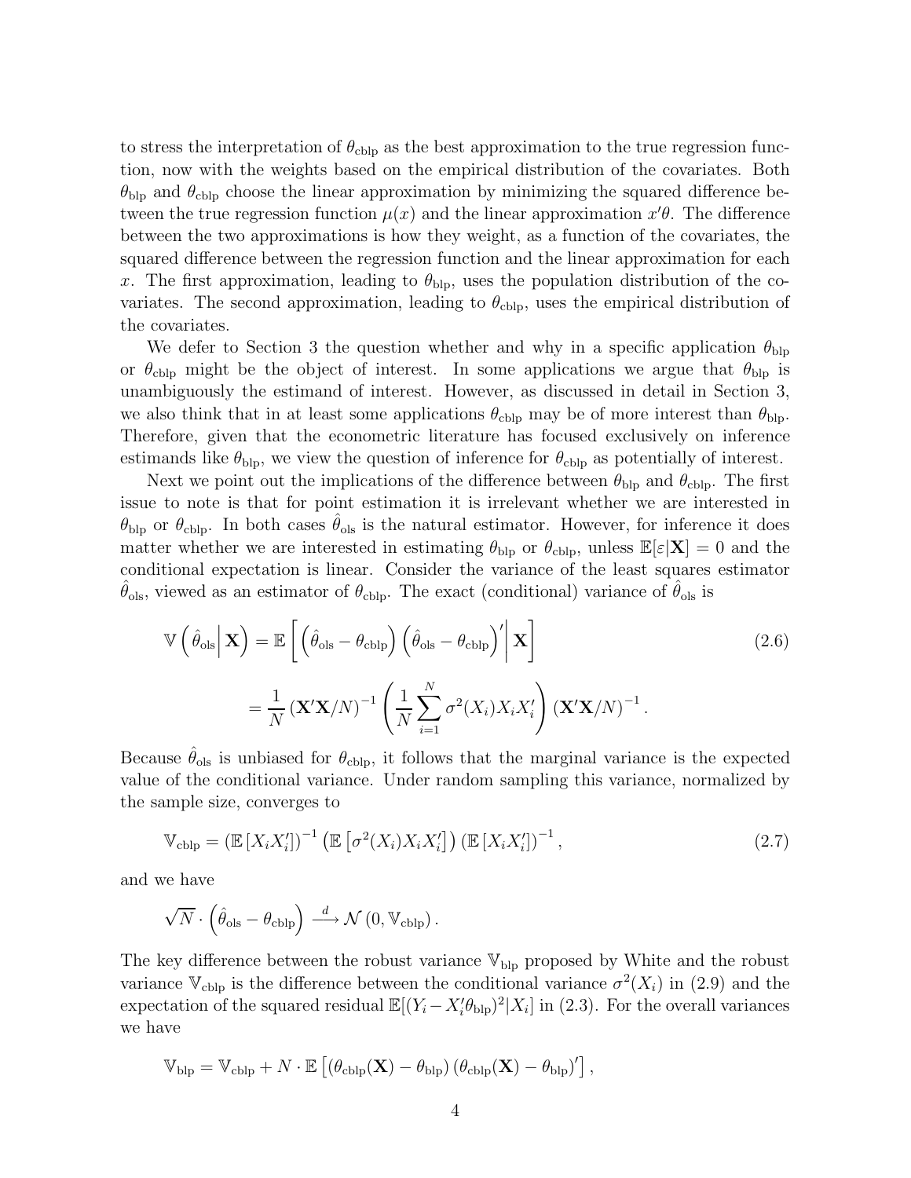to stress the interpretation of $\theta_{\text{cblp}}$ as the best approximation to the true regression function, now with the weights based on the empirical distribution of the covariates. Both $\theta_{\text{blp}}$ and $\theta_{\text{cblp}}$ choose the linear approximation by minimizing the squared difference between the true regression function $\mu(x)$ and the linear approximation $x'\theta$. The difference between the two approximations is how they weight, as a function of the covariates, the squared difference between the regression function and the linear approximation for each $x$. The first approximation, leading to $\theta_{\text{blp}}$, uses the population distribution of the covariates. The second approximation, leading to $\theta_{\text{cblp}}$, uses the empirical distribution of the covariates.

We defer to Section 3 the question whether and why in a specific application $\theta_{\text{blp}}$ or $\theta_{\text{cblp}}$ might be the object of interest. In some applications we argue that $\theta_{\text{blp}}$ is unambiguously the estimand of interest. However, as discussed in detail in Section 3, we also think that in at least some applications $\theta_{\text{cblp}}$ may be of more interest than $\theta_{\text{blp}}$. Therefore, given that the econometric literature has focused exclusively on inference estimands like $\theta_{\text{blp}}$, we view the question of inference for $\theta_{\text{cblp}}$ as potentially of interest.

Next we point out the implications of the difference between $\theta_{\text{blp}}$ and $\theta_{\text{cblp}}$. The first issue to note is that for point estimation it is irrelevant whether we are interested in $\theta_{\text{blp}}$ or $\theta_{\text{cblp}}$. In both cases $\hat{\theta}_{\text{ols}}$ is the natural estimator. However, for inference it does matter whether we are interested in estimating $\theta_{\text{blp}}$ or $\theta_{\text{cblp}}$, unless $\mathbb{E}[\varepsilon|\mathbf{X}] = 0$ and the conditional expectation is linear. Consider the variance of the least squares estimator $\hat{\theta}_{\text{ols}}$, viewed as an estimator of $\theta_{\text{cblp}}$. The exact (conditional) variance of $\hat{\theta}_{\text{ols}}$ is

$$
\begin{aligned}
\mathbb{V}\left(\hat{\theta}_{\text{ols}}\middle|\mathbf{X}\right) &= \mathbb{E}\left[\left(\hat{\theta}_{\text{ols}} - \theta_{\text{cblp}}\right)\left(\hat{\theta}_{\text{ols}} - \theta_{\text{cblp}}\right)'\middle|\mathbf{X}\right] \\
&= \frac{1}{N}\left(\mathbf{X}'\mathbf{X}/N\right)^{-1}\left(\frac{1}{N}\sum_{i=1}^{N}\sigma^2(X_i)X_iX_i'\right)\left(\mathbf{X}'\mathbf{X}/N\right)^{-1}.
\end{aligned}
\tag{2.6}
$$

Because $\hat{\theta}_{\text{ols}}$ is unbiased for $\theta_{\text{cblp}}$, it follows that the marginal variance is the expected value of the conditional variance. Under random sampling this variance, normalized by the sample size, converges to

$$
\mathbb{V}_{\text{cblp}} = \left(\mathbb{E}\left[X_iX_i'\right]\right)^{-1}\left(\mathbb{E}\left[\sigma^2(X_i)X_iX_i'\right]\right)\left(\mathbb{E}\left[X_iX_i'\right]\right)^{-1},
\tag{2.7}
$$

and we have

$$
\sqrt{N}\cdot\left(\hat{\theta}_{\text{ols}} - \theta_{\text{cblp}}\right) \xrightarrow{d} \mathcal{N}\left(0, \mathbb{V}_{\text{cblp}}\right).
$$

The key difference between the robust variance $\mathbb{V}_{\text{blp}}$ proposed by White and the robust variance $\mathbb{V}_{\text{cblp}}$ is the difference between the conditional variance $\sigma^2(X_i)$ in (2.9) and the expectation of the squared residual $\mathbb{E}[(Y_i - X_i'\theta_{\text{blp}})^2|X_i]$ in (2.3). For the overall variances we have

$$
\mathbb{V}_{\text{blp}} = \mathbb{V}_{\text{cblp}} + N\cdot\mathbb{E}\left[\left(\theta_{\text{cblp}}(\mathbf{X}) - \theta_{\text{blp}}\right)\left(\theta_{\text{cblp}}(\mathbf{X}) - \theta_{\text{blp}}\right)'\right],
$$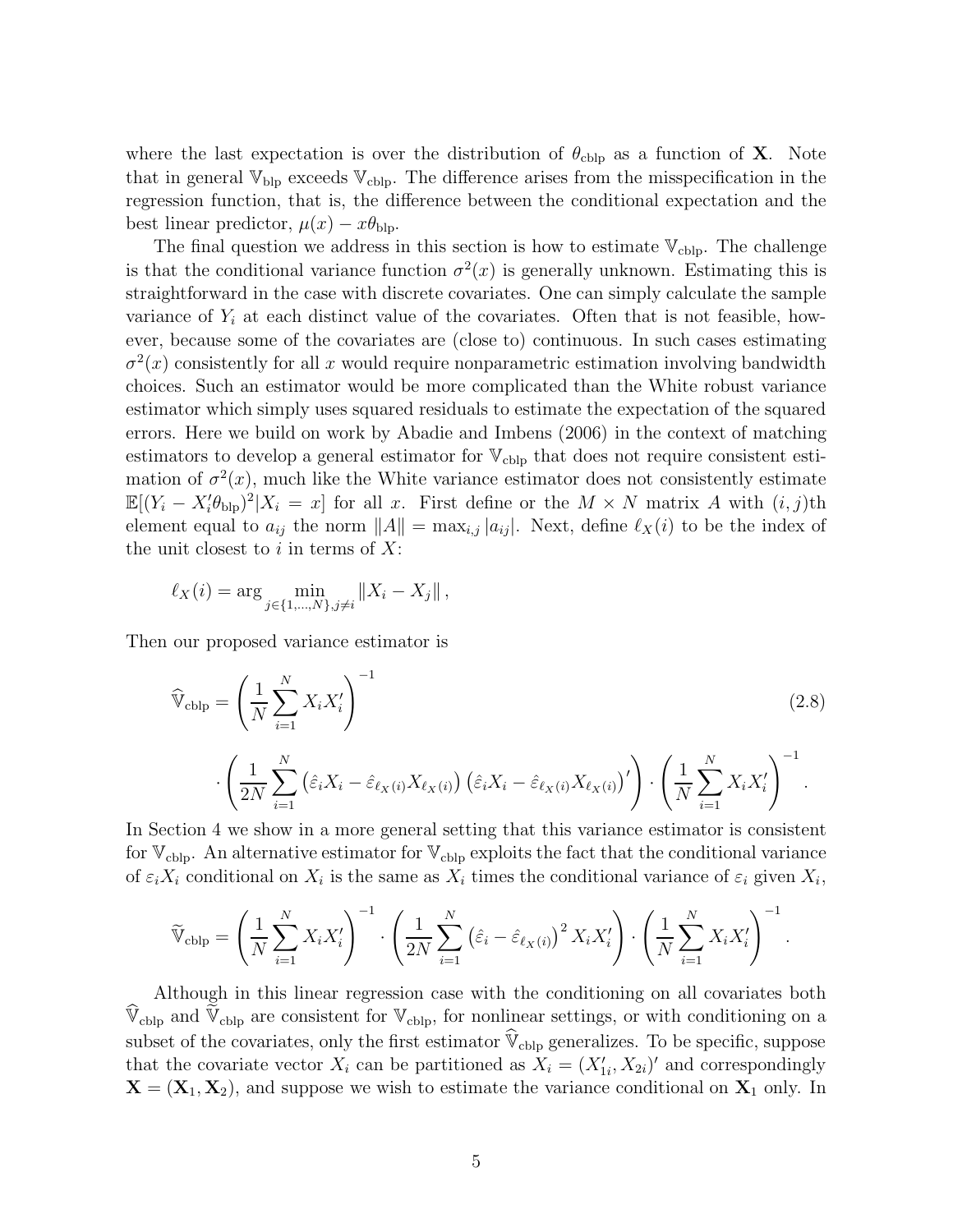where the last expectation is over the distribution of $\theta_{\rm cblp}$ as a function of $\mathbf{X}$. Note that in general $\mathbb{V}_{\rm blp}$ exceeds $\mathbb{V}_{\rm cblp}$. The difference arises from the misspecification in the regression function, that is, the difference between the conditional expectation and the best linear predictor, $\mu(x) - x\theta_{\rm blp}$.

The final question we address in this section is how to estimate $\mathbb{V}_{\rm cblp}$. The challenge is that the conditional variance function $\sigma^2(x)$ is generally unknown. Estimating this is straightforward in the case with discrete covariates. One can simply calculate the sample variance of $Y_i$ at each distinct value of the covariates. Often that is not feasible, however, because some of the covariates are (close to) continuous. In such cases estimating $\sigma^2(x)$ consistently for all $x$ would require nonparametric estimation involving bandwidth choices. Such an estimator would be more complicated than the White robust variance estimator which simply uses squared residuals to estimate the expectation of the squared errors. Here we build on work by Abadie and Imbens (2006) in the context of matching estimators to develop a general estimator for $\mathbb{V}_{\rm cblp}$ that does not require consistent estimation of $\sigma^2(x)$, much like the White variance estimator does not consistently estimate $\mathbb{E}[(Y_i - X_i'\theta_{\rm blp})^2 | X_i = x]$ for all $x$. First define or the $M \times N$ matrix $A$ with $(i,j)$th element equal to $a_{ij}$ the norm $\|A\| = \max_{i,j} |a_{ij}|$. Next, define $\ell_X(i)$ to be the index of the unit closest to $i$ in terms of $X$:

$$\ell_X(i) = \arg \min_{j \in \{1,\ldots,N\}, j \neq i} \|X_i - X_j\|,$$

Then our proposed variance estimator is

$$\widehat{\mathbb{V}}_{\rm cblp} = \left( \frac{1}{N} \sum_{i=1}^{N} X_i X_i' \right)^{-1} \tag{2.8}$$

$$\cdot \left( \frac{1}{2N} \sum_{i=1}^{N} \left( \hat{\varepsilon}_i X_i - \hat{\varepsilon}_{\ell_X(i)} X_{\ell_X(i)} \right) \left( \hat{\varepsilon}_i X_i - \hat{\varepsilon}_{\ell_X(i)} X_{\ell_X(i)} \right)' \right) \cdot \left( \frac{1}{N} \sum_{i=1}^{N} X_i X_i' \right)^{-1}.$$

In Section 4 we show in a more general setting that this variance estimator is consistent for $\mathbb{V}_{\rm cblp}$. An alternative estimator for $\mathbb{V}_{\rm cblp}$ exploits the fact that the conditional variance of $\varepsilon_i X_i$ conditional on $X_i$ is the same as $X_i$ times the conditional variance of $\varepsilon_i$ given $X_i$,

$$\widetilde{\mathbb{V}}_{\rm cblp} = \left( \frac{1}{N} \sum_{i=1}^{N} X_i X_i' \right)^{-1} \cdot \left( \frac{1}{2N} \sum_{i=1}^{N} \left( \hat{\varepsilon}_i - \hat{\varepsilon}_{\ell_X(i)} \right)^2 X_i X_i' \right) \cdot \left( \frac{1}{N} \sum_{i=1}^{N} X_i X_i' \right)^{-1}.$$

Although in this linear regression case with the conditioning on all covariates both $\widehat{\mathbb{V}}_{\rm cblp}$ and $\widetilde{\mathbb{V}}_{\rm cblp}$ are consistent for $\mathbb{V}_{\rm cblp}$, for nonlinear settings, or with conditioning on a subset of the covariates, only the first estimator $\widehat{\mathbb{V}}_{\rm cblp}$ generalizes. To be specific, suppose that the covariate vector $X_i$ can be partitioned as $X_i = (X_{1i}', X_{2i})'$ and correspondingly $\mathbf{X} = (\mathbf{X}_1, \mathbf{X}_2)$, and suppose we wish to estimate the variance conditional on $\mathbf{X}_1$ only. In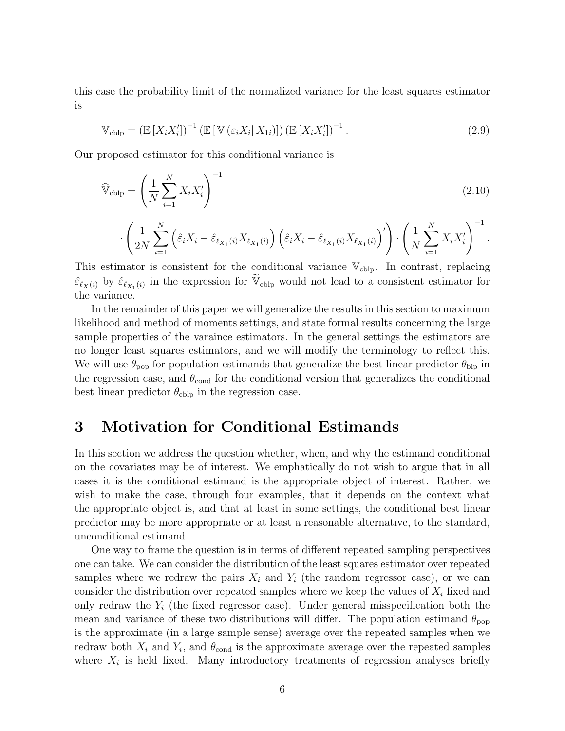this case the probability limit of the normalized variance for the least squares estimator is

$$\mathbb{V}_{\text{cblp}} = \left(\mathbb{E}\left[X_i X_i'\right]\right)^{-1} \left(\mathbb{E}\left[\mathbb{V}\left(\varepsilon_i X_i \middle| X_{1i}\right)\right]\right) \left(\mathbb{E}\left[X_i X_i'\right]\right)^{-1}. \tag{2.9}$$

Our proposed estimator for this conditional variance is

$$\widehat{\mathbb{V}}_{\text{cblp}} = \left(\frac{1}{N}\sum_{i=1}^{N} X_i X_i'\right)^{-1} \tag{2.10}$$

$$\cdot \left(\frac{1}{2N}\sum_{i=1}^{N} \left(\hat{\varepsilon}_i X_i - \hat{\varepsilon}_{\ell_{X_1}(i)} X_{\ell_{X_1}(i)}\right) \left(\hat{\varepsilon}_i X_i - \hat{\varepsilon}_{\ell_{X_1}(i)} X_{\ell_{X_1}(i)}\right)'\right) \cdot \left(\frac{1}{N}\sum_{i=1}^{N} X_i X_i'\right)^{-1}.$$

This estimator is consistent for the conditional variance $\mathbb{V}_{\text{cblp}}$. In contrast, replacing $\hat{\varepsilon}_{\ell_X(i)}$ by $\hat{\varepsilon}_{\ell_{X_1}(i)}$ in the expression for $\widetilde{\mathbb{V}}_{\text{cblp}}$ would not lead to a consistent estimator for the variance.

In the remainder of this paper we will generalize the results in this section to maximum likelihood and method of moments settings, and state formal results concerning the large sample properties of the varaince estimators. In the general settings the estimators are no longer least squares estimators, and we will modify the terminology to reflect this. We will use $\theta_{\text{pop}}$ for population estimands that generalize the best linear predictor $\theta_{\text{blp}}$ in the regression case, and $\theta_{\text{cond}}$ for the conditional version that generalizes the conditional best linear predictor $\theta_{\text{cblp}}$ in the regression case.

# 3 Motivation for Conditional Estimands

In this section we address the question whether, when, and why the estimand conditional on the covariates may be of interest. We emphatically do not wish to argue that in all cases it is the conditional estimand is the appropriate object of interest. Rather, we wish to make the case, through four examples, that it depends on the context what the appropriate object is, and that at least in some settings, the conditional best linear predictor may be more appropriate or at least a reasonable alternative, to the standard, unconditional estimand.

One way to frame the question is in terms of different repeated sampling perspectives one can take. We can consider the distribution of the least squares estimator over repeated samples where we redraw the pairs $X_i$ and $Y_i$ (the random regressor case), or we can consider the distribution over repeated samples where we keep the values of $X_i$ fixed and only redraw the $Y_i$ (the fixed regressor case). Under general misspecification both the mean and variance of these two distributions will differ. The population estimand $\theta_{\text{pop}}$ is the approximate (in a large sample sense) average over the repeated samples when we redraw both $X_i$ and $Y_i$, and $\theta_{\text{cond}}$ is the approximate average over the repeated samples where $X_i$ is held fixed. Many introductory treatments of regression analyses briefly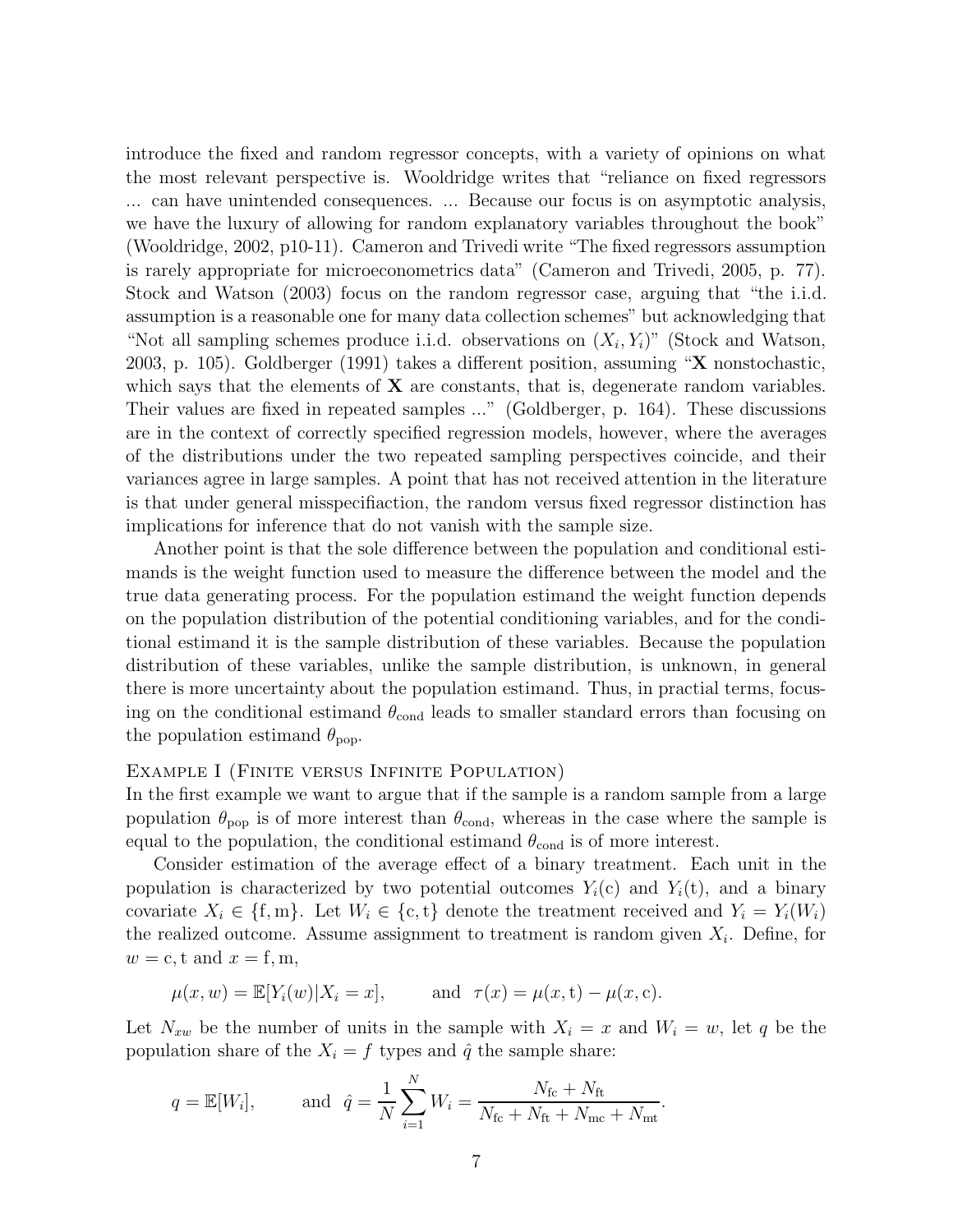introduce the fixed and random regressor concepts, with a variety of opinions on what the most relevant perspective is. Wooldridge writes that "reliance on fixed regressors ... can have unintended consequences. ... Because our focus is on asymptotic analysis, we have the luxury of allowing for random explanatory variables throughout the book" (Wooldridge, 2002, p10-11). Cameron and Trivedi write "The fixed regressors assumption is rarely appropriate for microeconometrics data" (Cameron and Trivedi, 2005, p. 77). Stock and Watson (2003) focus on the random regressor case, arguing that "the i.i.d. assumption is a reasonable one for many data collection schemes" but acknowledging that "Not all sampling schemes produce i.i.d. observations on $(X_i, Y_i)$" (Stock and Watson, 2003, p. 105). Goldberger (1991) takes a different position, assuming "$\mathbf{X}$ nonstochastic, which says that the elements of $\mathbf{X}$ are constants, that is, degenerate random variables. Their values are fixed in repeated samples ..." (Goldberger, p. 164). These discussions are in the context of correctly specified regression models, however, where the averages of the distributions under the two repeated sampling perspectives coincide, and their variances agree in large samples. A point that has not received attention in the literature is that under general misspecifiaction, the random versus fixed regressor distinction has implications for inference that do not vanish with the sample size.

Another point is that the sole difference between the population and conditional estimands is the weight function used to measure the difference between the model and the true data generating process. For the population estimand the weight function depends on the population distribution of the potential conditioning variables, and for the conditional estimand it is the sample distribution of these variables. Because the population distribution of these variables, unlike the sample distribution, is unknown, in general there is more uncertainty about the population estimand. Thus, in practial terms, focusing on the conditional estimand $\theta_{\text{cond}}$ leads to smaller standard errors than focusing on the population estimand $\theta_{\text{pop}}$.

Example I (Finite versus Infinite Population)

In the first example we want to argue that if the sample is a random sample from a large population $\theta_{\text{pop}}$ is of more interest than $\theta_{\text{cond}}$, whereas in the case where the sample is equal to the population, the conditional estimand $\theta_{\text{cond}}$ is of more interest.

Consider estimation of the average effect of a binary treatment. Each unit in the population is characterized by two potential outcomes $Y_i(\text{c})$ and $Y_i(\text{t})$, and a binary covariate $X_i \in \{\text{f}, \text{m}\}$. Let $W_i \in \{\text{c}, \text{t}\}$ denote the treatment received and $Y_i = Y_i(W_i)$ the realized outcome. Assume assignment to treatment is random given $X_i$. Define, for $w = \text{c}, \text{t}$ and $x = \text{f}, \text{m}$,

$$\mu(x, w) = \mathbb{E}[Y_i(w)|X_i = x], \qquad \text{and} \quad \tau(x) = \mu(x, \text{t}) - \mu(x, \text{c}).$$

Let $N_{xw}$ be the number of units in the sample with $X_i = x$ and $W_i = w$, let $q$ be the population share of the $X_i = f$ types and $\hat{q}$ the sample share:

$$q = \mathbb{E}[W_i], \qquad \text{and} \quad \hat{q} = \frac{1}{N}\sum_{i=1}^{N} W_i = \frac{N_{\text{fc}} + N_{\text{ft}}}{N_{\text{fc}} + N_{\text{ft}} + N_{\text{mc}} + N_{\text{mt}}}.$$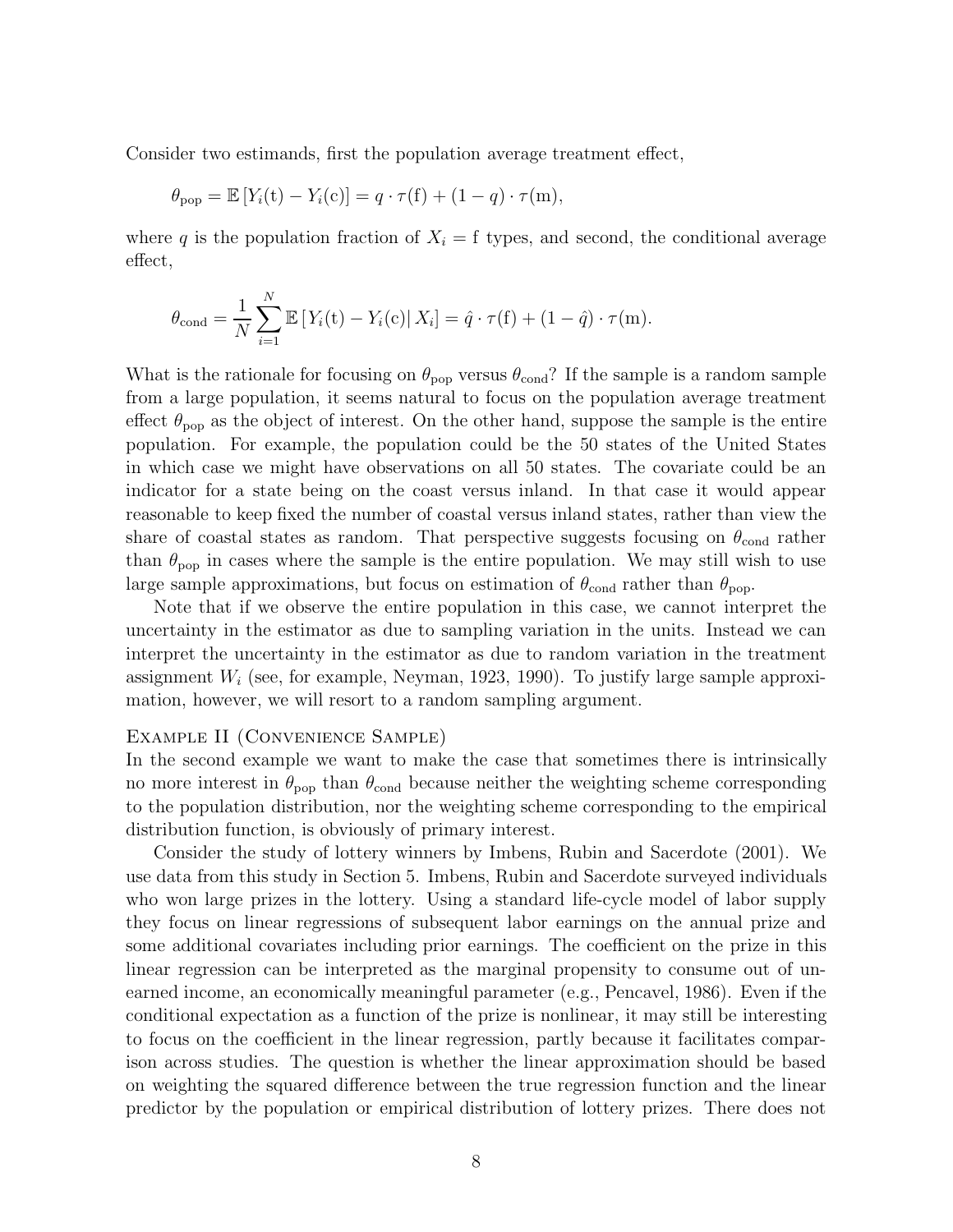Consider two estimands, first the population average treatment effect,

$$\theta_{\rm pop} = \mathbb{E}\left[Y_i({\rm t}) - Y_i({\rm c})\right] = q \cdot \tau({\rm f}) + (1-q) \cdot \tau({\rm m}),$$

where $q$ is the population fraction of $X_i = {\rm f}$ types, and second, the conditional average effect,

$$\theta_{\rm cond} = \frac{1}{N}\sum_{i=1}^{N} \mathbb{E}\left[Y_i({\rm t}) - Y_i({\rm c}) \middle| X_i\right] = \hat{q} \cdot \tau({\rm f}) + (1-\hat{q}) \cdot \tau({\rm m}).$$

What is the rationale for focusing on $\theta_{\rm pop}$ versus $\theta_{\rm cond}$? If the sample is a random sample from a large population, it seems natural to focus on the population average treatment effect $\theta_{\rm pop}$ as the object of interest. On the other hand, suppose the sample is the entire population. For example, the population could be the 50 states of the United States in which case we might have observations on all 50 states. The covariate could be an indicator for a state being on the coast versus inland. In that case it would appear reasonable to keep fixed the number of coastal versus inland states, rather than view the share of coastal states as random. That perspective suggests focusing on $\theta_{\rm cond}$ rather than $\theta_{\rm pop}$ in cases where the sample is the entire population. We may still wish to use large sample approximations, but focus on estimation of $\theta_{\rm cond}$ rather than $\theta_{\rm pop}$.

Note that if we observe the entire population in this case, we cannot interpret the uncertainty in the estimator as due to sampling variation in the units. Instead we can interpret the uncertainty in the estimator as due to random variation in the treatment assignment $W_i$ (see, for example, Neyman, 1923, 1990). To justify large sample approximation, however, we will resort to a random sampling argument.

Example II (Convenience Sample)

In the second example we want to make the case that sometimes there is intrinsically no more interest in $\theta_{\rm pop}$ than $\theta_{\rm cond}$ because neither the weighting scheme corresponding to the population distribution, nor the weighting scheme corresponding to the empirical distribution function, is obviously of primary interest.

Consider the study of lottery winners by Imbens, Rubin and Sacerdote (2001). We use data from this study in Section 5. Imbens, Rubin and Sacerdote surveyed individuals who won large prizes in the lottery. Using a standard life-cycle model of labor supply they focus on linear regressions of subsequent labor earnings on the annual prize and some additional covariates including prior earnings. The coefficient on the prize in this linear regression can be interpreted as the marginal propensity to consume out of unearned income, an economically meaningful parameter (e.g., Pencavel, 1986). Even if the conditional expectation as a function of the prize is nonlinear, it may still be interesting to focus on the coefficient in the linear regression, partly because it facilitates comparison across studies. The question is whether the linear approximation should be based on weighting the squared difference between the true regression function and the linear predictor by the population or empirical distribution of lottery prizes. There does not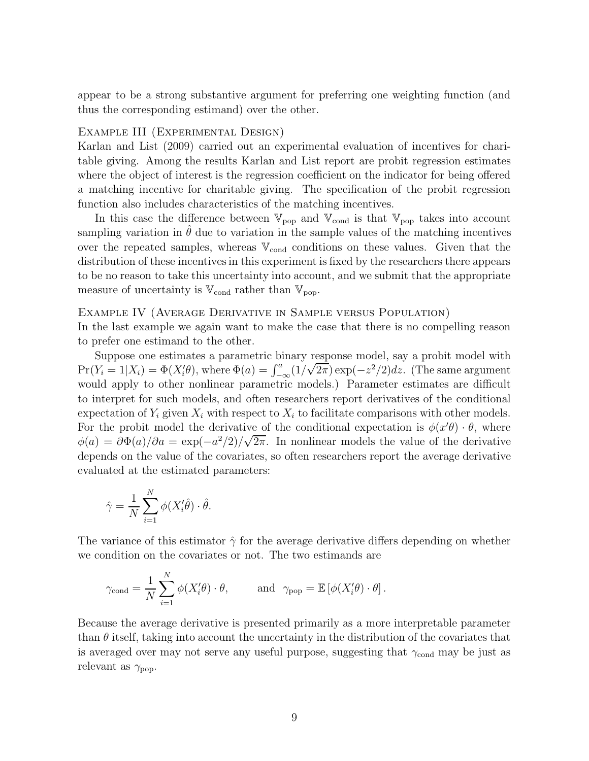appear to be a strong substantive argument for preferring one weighting function (and thus the corresponding estimand) over the other.

Example III (Experimental Design)

Karlan and List (2009) carried out an experimental evaluation of incentives for charitable giving. Among the results Karlan and List report are probit regression estimates where the object of interest is the regression coefficient on the indicator for being offered a matching incentive for charitable giving. The specification of the probit regression function also includes characteristics of the matching incentives.

In this case the difference between $\mathbb{V}_{\text{pop}}$ and $\mathbb{V}_{\text{cond}}$ is that $\mathbb{V}_{\text{pop}}$ takes into account sampling variation in $\hat{\theta}$ due to variation in the sample values of the matching incentives over the repeated samples, whereas $\mathbb{V}_{\text{cond}}$ conditions on these values. Given that the distribution of these incentives in this experiment is fixed by the researchers there appears to be no reason to take this uncertainty into account, and we submit that the appropriate measure of uncertainty is $\mathbb{V}_{\text{cond}}$ rather than $\mathbb{V}_{\text{pop}}$.

Example IV (Average Derivative in Sample versus Population)

In the last example we again want to make the case that there is no compelling reason to prefer one estimand to the other.

Suppose one estimates a parametric binary response model, say a probit model with $\Pr(Y_i = 1|X_i) = \Phi(X_i'\theta)$, where $\Phi(a) = \int_{-\infty}^{a}(1/\sqrt{2\pi})\exp(-z^2/2)dz$. (The same argument would apply to other nonlinear parametric models.) Parameter estimates are difficult to interpret for such models, and often researchers report derivatives of the conditional expectation of $Y_i$ given $X_i$ with respect to $X_i$ to facilitate comparisons with other models. For the probit model the derivative of the conditional expectation is $\phi(x'\theta) \cdot \theta$, where $\phi(a) = \partial\Phi(a)/\partial a = \exp(-a^2/2)/\sqrt{2\pi}$. In nonlinear models the value of the derivative depends on the value of the covariates, so often researchers report the average derivative evaluated at the estimated parameters:

$$\hat{\gamma} = \frac{1}{N}\sum_{i=1}^{N} \phi(X_i'\hat{\theta}) \cdot \hat{\theta}.$$

The variance of this estimator $\hat{\gamma}$ for the average derivative differs depending on whether we condition on the covariates or not. The two estimands are

$$\gamma_{\text{cond}} = \frac{1}{N}\sum_{i=1}^{N} \phi(X_i'\theta) \cdot \theta, \qquad \text{and} \quad \gamma_{\text{pop}} = \mathbb{E}\left[\phi(X_i'\theta) \cdot \theta\right].$$

Because the average derivative is presented primarily as a more interpretable parameter than $\theta$ itself, taking into account the uncertainty in the distribution of the covariates that is averaged over may not serve any useful purpose, suggesting that $\gamma_{\text{cond}}$ may be just as relevant as $\gamma_{\text{pop}}$.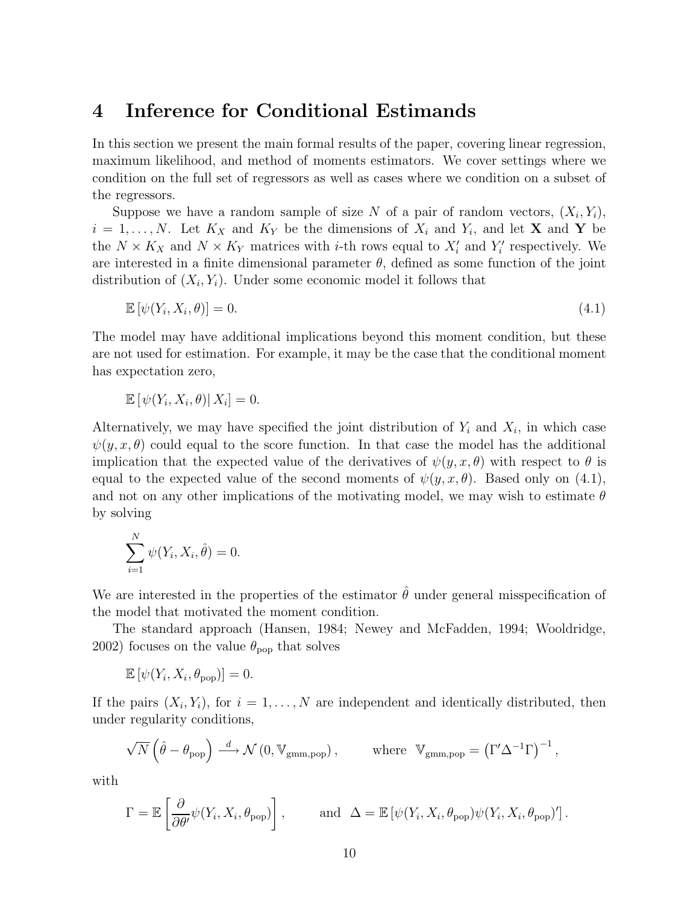# 4 Inference for Conditional Estimands

In this section we present the main formal results of the paper, covering linear regression, maximum likelihood, and method of moments estimators. We cover settings where we condition on the full set of regressors as well as cases where we condition on a subset of the regressors.

Suppose we have a random sample of size $N$ of a pair of random vectors, $(X_i, Y_i)$, $i = 1, \ldots, N$. Let $K_X$ and $K_Y$ be the dimensions of $X_i$ and $Y_i$, and let $\mathbf{X}$ and $\mathbf{Y}$ be the $N \times K_X$ and $N \times K_Y$ matrices with $i$-th rows equal to $X_i'$ and $Y_i'$ respectively. We are interested in a finite dimensional parameter $\theta$, defined as some function of the joint distribution of $(X_i, Y_i)$. Under some economic model it follows that

$$\mathbb{E}\left[\psi(Y_i, X_i, \theta)\right] = 0. \tag{4.1}$$

The model may have additional implications beyond this moment condition, but these are not used for estimation. For example, it may be the case that the conditional moment has expectation zero,

$$\mathbb{E}\left[\psi(Y_i, X_i, \theta) \middle| X_i\right] = 0.$$

Alternatively, we may have specified the joint distribution of $Y_i$ and $X_i$, in which case $\psi(y, x, \theta)$ could equal to the score function. In that case the model has the additional implication that the expected value of the derivatives of $\psi(y, x, \theta)$ with respect to $\theta$ is equal to the expected value of the second moments of $\psi(y, x, \theta)$. Based only on (4.1), and not on any other implications of the motivating model, we may wish to estimate $\theta$ by solving

$$\sum_{i=1}^{N} \psi(Y_i, X_i, \hat{\theta}) = 0.$$

We are interested in the properties of the estimator $\hat{\theta}$ under general misspecification of the model that motivated the moment condition.

The standard approach (Hansen, 1984; Newey and McFadden, 1994; Wooldridge, 2002) focuses on the value $\theta_{\text{pop}}$ that solves

$$\mathbb{E}\left[\psi(Y_i, X_i, \theta_{\text{pop}})\right] = 0.$$

If the pairs $(X_i, Y_i)$, for $i = 1, \ldots, N$ are independent and identically distributed, then under regularity conditions,

$$\sqrt{N}\left(\hat{\theta} - \theta_{\text{pop}}\right) \xrightarrow{d} \mathcal{N}\left(0, \mathbb{V}_{\text{gmm,pop}}\right), \qquad \text{where } \mathbb{V}_{\text{gmm,pop}} = \left(\Gamma' \Delta^{-1} \Gamma\right)^{-1},$$

with

$$\Gamma = \mathbb{E}\left[\frac{\partial}{\partial \theta'} \psi(Y_i, X_i, \theta_{\text{pop}})\right], \qquad \text{and } \Delta = \mathbb{E}\left[\psi(Y_i, X_i, \theta_{\text{pop}}) \psi(Y_i, X_i, \theta_{\text{pop}})'\right].$$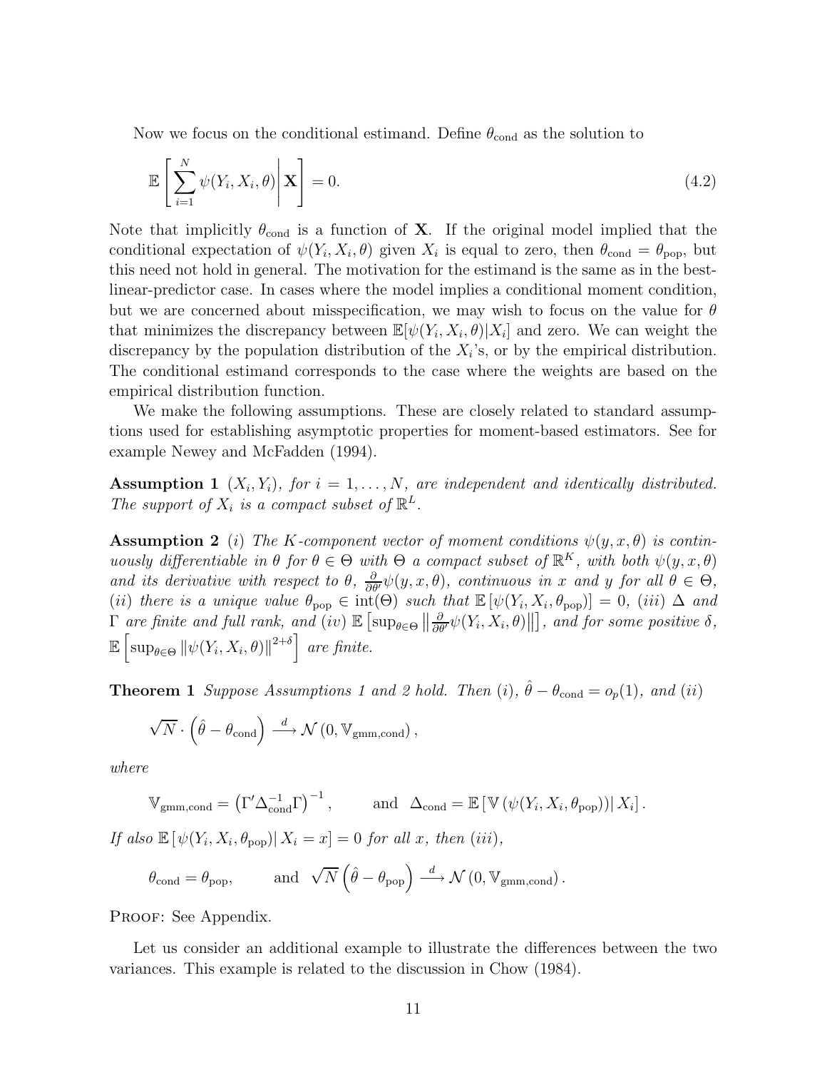Now we focus on the conditional estimand. Define $\theta_{\text{cond}}$ as the solution to

$$\mathbb{E}\left[\left.\sum_{i=1}^{N} \psi(Y_i, X_i, \theta)\right| \mathbf{X}\right] = 0. \tag{4.2}$$

Note that implicitly $\theta_{\text{cond}}$ is a function of $\mathbf{X}$. If the original model implied that the conditional expectation of $\psi(Y_i, X_i, \theta)$ given $X_i$ is equal to zero, then $\theta_{\text{cond}} = \theta_{\text{pop}}$, but this need not hold in general. The motivation for the estimand is the same as in the best-linear-predictor case. In cases where the model implies a conditional moment condition, but we are concerned about misspecification, we may wish to focus on the value for $\theta$ that minimizes the discrepancy between $\mathbb{E}[\psi(Y_i, X_i, \theta)|X_i]$ and zero. We can weight the discrepancy by the population distribution of the $X_i$'s, or by the empirical distribution. The conditional estimand corresponds to the case where the weights are based on the empirical distribution function.

We make the following assumptions. These are closely related to standard assumptions used for establishing asymptotic properties for moment-based estimators. See for example Newey and McFadden (1994).

**Assumption 1** *$(X_i, Y_i)$, for $i = 1, \ldots, N$, are independent and identically distributed. The support of $X_i$ is a compact subset of $\mathbb{R}^L$.*

**Assumption 2** *(i) The $K$-component vector of moment conditions $\psi(y, x, \theta)$ is continuously differentiable in $\theta$ for $\theta \in \Theta$ with $\Theta$ a compact subset of $\mathbb{R}^K$, with both $\psi(y, x, \theta)$ and its derivative with respect to $\theta$, $\frac{\partial}{\partial \theta'}\psi(y, x, \theta)$, continuous in $x$ and $y$ for all $\theta \in \Theta$, (ii) there is a unique value $\theta_{\text{pop}} \in \text{int}(\Theta)$ such that $\mathbb{E}\left[\psi(Y_i, X_i, \theta_{\text{pop}})\right] = 0$, (iii) $\Delta$ and $\Gamma$ are finite and full rank, and (iv) $\mathbb{E}\left[\sup_{\theta \in \Theta}\left\|\frac{\partial}{\partial \theta'}\psi(Y_i, X_i, \theta)\right\|\right]$, and for some positive $\delta$, $\mathbb{E}\left[\sup_{\theta \in \Theta}\left\|\psi(Y_i, X_i, \theta)\right\|^{2+\delta}\right]$ are finite.*

**Theorem 1** *Suppose Assumptions 1 and 2 hold. Then (i), $\hat{\theta} - \theta_{\text{cond}} = o_p(1)$, and (ii)*

$$\sqrt{N} \cdot \left(\hat{\theta} - \theta_{\text{cond}}\right) \xrightarrow{d} \mathcal{N}\left(0, \mathbb{V}_{\text{gmm,cond}}\right),$$

*where*

$$\mathbb{V}_{\text{gmm,cond}} = \left(\Gamma' \Delta_{\text{cond}}^{-1} \Gamma\right)^{-1}, \qquad \text{and} \;\; \Delta_{\text{cond}} = \mathbb{E}\left[\mathbb{V}\left(\psi(Y_i, X_i, \theta_{\text{pop}})\right) \middle| X_i\right].$$

*If also $\mathbb{E}\left[\psi(Y_i, X_i, \theta_{\text{pop}}) \middle| X_i = x\right] = 0$ for all $x$, then (iii),*

$$\theta_{\text{cond}} = \theta_{\text{pop}}, \qquad \text{and} \;\; \sqrt{N}\left(\hat{\theta} - \theta_{\text{pop}}\right) \xrightarrow{d} \mathcal{N}\left(0, \mathbb{V}_{\text{gmm,cond}}\right).$$

Proof: See Appendix.

Let us consider an additional example to illustrate the differences between the two variances. This example is related to the discussion in Chow (1984).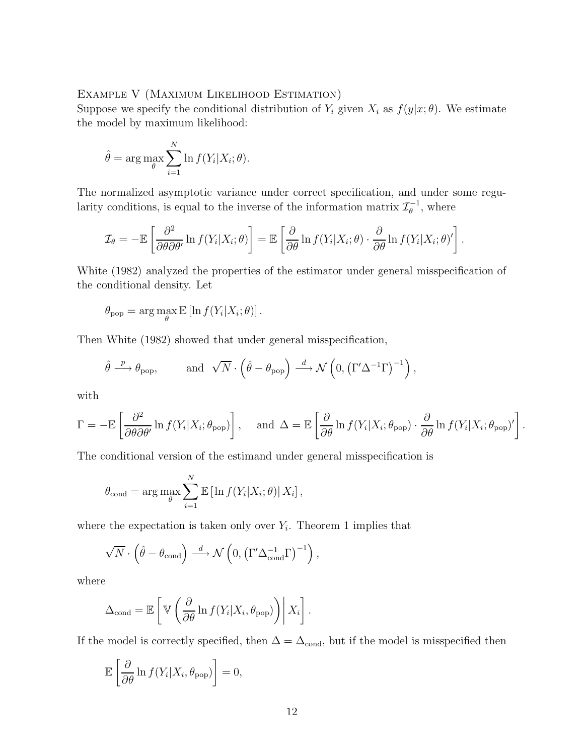Example V (Maximum Likelihood Estimation)
Suppose we specify the conditional distribution of $Y_i$ given $X_i$ as $f(y|x;\theta)$. We estimate the model by maximum likelihood:

$$\hat{\theta} = \arg\max_{\theta} \sum_{i=1}^{N} \ln f(Y_i|X_i;\theta).$$

The normalized asymptotic variance under correct specification, and under some regularity conditions, is equal to the inverse of the information matrix $\mathcal{I}_{\theta}^{-1}$, where

$$\mathcal{I}_{\theta} = -\mathbb{E}\left[\frac{\partial^2}{\partial\theta\partial\theta'} \ln f(Y_i|X_i;\theta)\right] = \mathbb{E}\left[\frac{\partial}{\partial\theta} \ln f(Y_i|X_i;\theta) \cdot \frac{\partial}{\partial\theta} \ln f(Y_i|X_i;\theta)'\right].$$

White (1982) analyzed the properties of the estimator under general misspecification of the conditional density. Let

$$\theta_{\text{pop}} = \arg\max_{\theta} \mathbb{E}\left[\ln f(Y_i|X_i;\theta)\right].$$

Then White (1982) showed that under general misspecification,

$$\hat{\theta} \xrightarrow{p} \theta_{\text{pop}}, \qquad \text{and} \ \ \sqrt{N} \cdot \left(\hat{\theta} - \theta_{\text{pop}}\right) \xrightarrow{d} \mathcal{N}\left(0, \left(\Gamma'\Delta^{-1}\Gamma\right)^{-1}\right),$$

with

$$\Gamma = -\mathbb{E}\left[\frac{\partial^2}{\partial\theta\partial\theta'} \ln f(Y_i|X_i;\theta_{\text{pop}})\right], \quad \text{and} \ \Delta = \mathbb{E}\left[\frac{\partial}{\partial\theta} \ln f(Y_i|X_i;\theta_{\text{pop}}) \cdot \frac{\partial}{\partial\theta} \ln f(Y_i|X_i;\theta_{\text{pop}})'\right].$$

The conditional version of the estimand under general misspecification is

$$\theta_{\text{cond}} = \arg\max_{\theta} \sum_{i=1}^{N} \mathbb{E}\left[\ln f(Y_i|X_i;\theta)|\, X_i\right],$$

where the expectation is taken only over $Y_i$. Theorem 1 implies that

$$\sqrt{N} \cdot \left(\hat{\theta} - \theta_{\text{cond}}\right) \xrightarrow{d} \mathcal{N}\left(0, \left(\Gamma'\Delta_{\text{cond}}^{-1}\Gamma\right)^{-1}\right),$$

where

$$\Delta_{\text{cond}} = \mathbb{E}\left[\mathbb{V}\left(\frac{\partial}{\partial\theta} \ln f(Y_i|X_i,\theta_{\text{pop}})\right)\Bigg|\, X_i\right].$$

If the model is correctly specified, then $\Delta = \Delta_{\text{cond}}$, but if the model is misspecified then

$$\mathbb{E}\left[\frac{\partial}{\partial\theta} \ln f(Y_i|X_i,\theta_{\text{pop}})\right] = 0,$$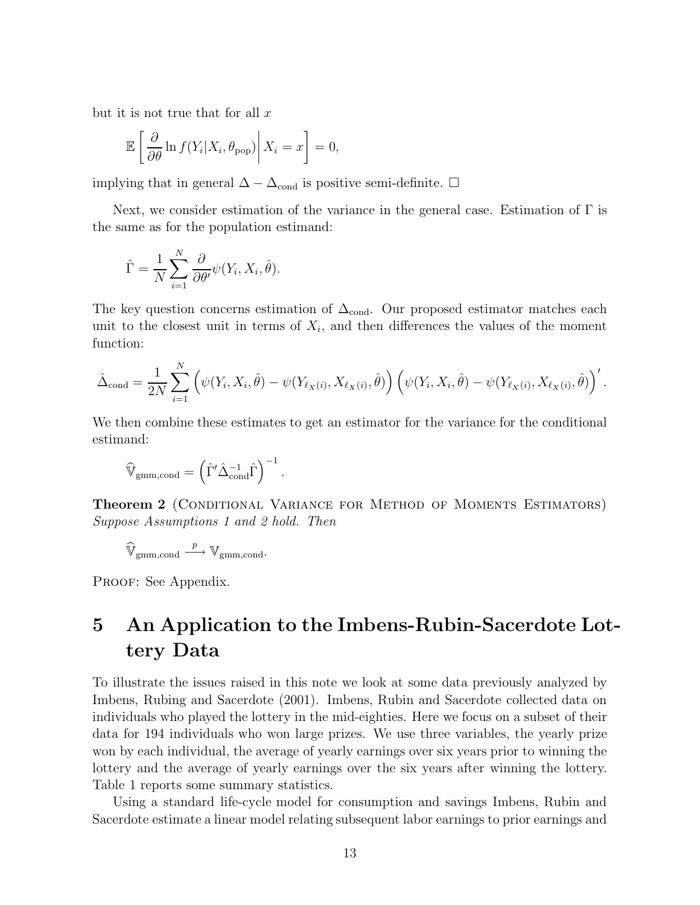but it is not true that for all $x$

$$\mathbb{E}\left[\left.\frac{\partial}{\partial\theta}\ln f(Y_i|X_i,\theta_{\text{pop}})\right| X_i = x\right] = 0,$$

implying that in general $\Delta - \Delta_{\text{cond}}$ is positive semi-definite. □

Next, we consider estimation of the variance in the general case. Estimation of $\Gamma$ is the same as for the population estimand:

$$\hat{\Gamma} = \frac{1}{N}\sum_{i=1}^{N}\frac{\partial}{\partial\theta'}\psi(Y_i, X_i, \hat{\theta}).$$

The key question concerns estimation of $\Delta_{\text{cond}}$. Our proposed estimator matches each unit to the closest unit in terms of $X_i$, and then differences the values of the moment function:

$$\hat{\Delta}_{\text{cond}} = \frac{1}{2N}\sum_{i=1}^{N}\left(\psi(Y_i, X_i, \hat{\theta}) - \psi(Y_{\ell_X(i)}, X_{\ell_X(i)}, \hat{\theta})\right)\left(\psi(Y_i, X_i, \hat{\theta}) - \psi(Y_{\ell_X(i)}, X_{\ell_X(i)}, \hat{\theta})\right)'.$$

We then combine these estimates to get an estimator for the variance for the conditional estimand:

$$\widehat{\mathbb{V}}_{\text{gmm,cond}} = \left(\hat{\Gamma}'\hat{\Delta}_{\text{cond}}^{-1}\hat{\Gamma}\right)^{-1}.$$

**Theorem 2** (Conditional Variance for Method of Moments Estimators) *Suppose Assumptions 1 and 2 hold. Then*

$$\widehat{\mathbb{V}}_{\text{gmm,cond}} \xrightarrow{p} \mathbb{V}_{\text{gmm,cond}}.$$

Proof: See Appendix.

# 5 An Application to the Imbens-Rubin-Sacerdote Lottery Data

To illustrate the issues raised in this note we look at some data previously analyzed by Imbens, Rubing and Sacerdote (2001). Imbens, Rubin and Sacerdote collected data on individuals who played the lottery in the mid-eighties. Here we focus on a subset of their data for 194 individuals who won large prizes. We use three variables, the yearly prize won by each individual, the average of yearly earnings over six years prior to winning the lottery and the average of yearly earnings over the six years after winning the lottery. Table 1 reports some summary statistics.

Using a standard life-cycle model for consumption and savings Imbens, Rubin and Sacerdote estimate a linear model relating subsequent labor earnings to prior earnings and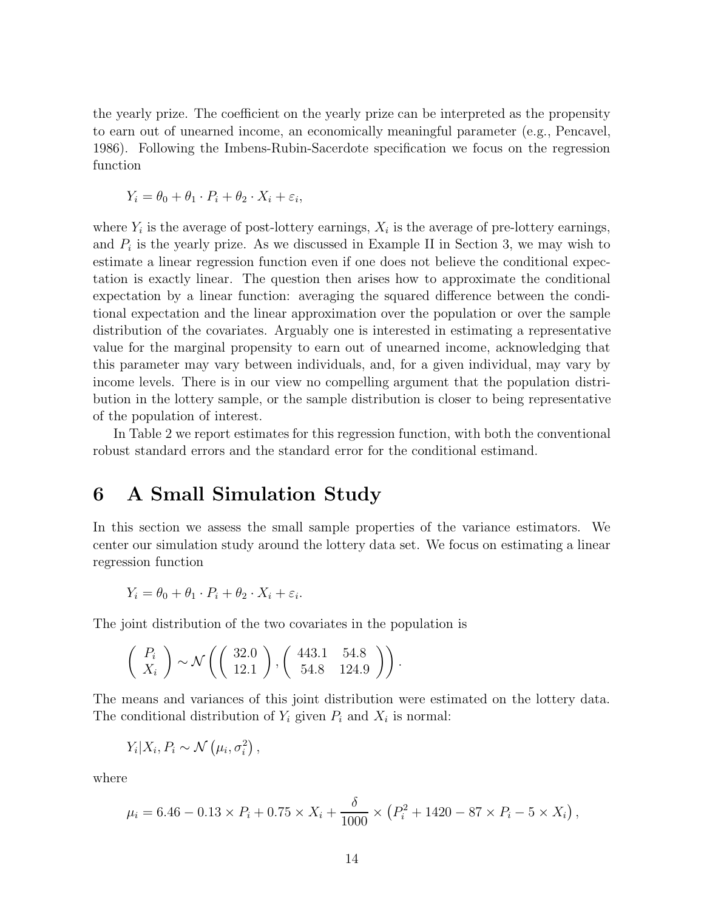the yearly prize. The coefficient on the yearly prize can be interpreted as the propensity to earn out of unearned income, an economically meaningful parameter (e.g., Pencavel, 1986). Following the Imbens-Rubin-Sacerdote specification we focus on the regression function

$$Y_i = \theta_0 + \theta_1 \cdot P_i + \theta_2 \cdot X_i + \varepsilon_i,$$

where $Y_i$ is the average of post-lottery earnings, $X_i$ is the average of pre-lottery earnings, and $P_i$ is the yearly prize. As we discussed in Example II in Section 3, we may wish to estimate a linear regression function even if one does not believe the conditional expectation is exactly linear. The question then arises how to approximate the conditional expectation by a linear function: averaging the squared difference between the conditional expectation and the linear approximation over the population or over the sample distribution of the covariates. Arguably one is interested in estimating a representative value for the marginal propensity to earn out of unearned income, acknowledging that this parameter may vary between individuals, and, for a given individual, may vary by income levels. There is in our view no compelling argument that the population distribution in the lottery sample, or the sample distribution is closer to being representative of the population of interest.

In Table 2 we report estimates for this regression function, with both the conventional robust standard errors and the standard error for the conditional estimand.

# 6 A Small Simulation Study

In this section we assess the small sample properties of the variance estimators. We center our simulation study around the lottery data set. We focus on estimating a linear regression function

$$Y_i = \theta_0 + \theta_1 \cdot P_i + \theta_2 \cdot X_i + \varepsilon_i.$$

The joint distribution of the two covariates in the population is

$$\begin{pmatrix} P_i \\ X_i \end{pmatrix} \sim \mathcal{N}\left( \begin{pmatrix} 32.0 \\ 12.1 \end{pmatrix}, \begin{pmatrix} 443.1 & 54.8 \\ 54.8 & 124.9 \end{pmatrix} \right).$$

The means and variances of this joint distribution were estimated on the lottery data. The conditional distribution of $Y_i$ given $P_i$ and $X_i$ is normal:

$$Y_i | X_i, P_i \sim \mathcal{N}\left(\mu_i, \sigma_i^2\right),$$

where

$$\mu_i = 6.46 - 0.13 \times P_i + 0.75 \times X_i + \frac{\delta}{1000} \times \left(P_i^2 + 1420 - 87 \times P_i - 5 \times X_i\right),$$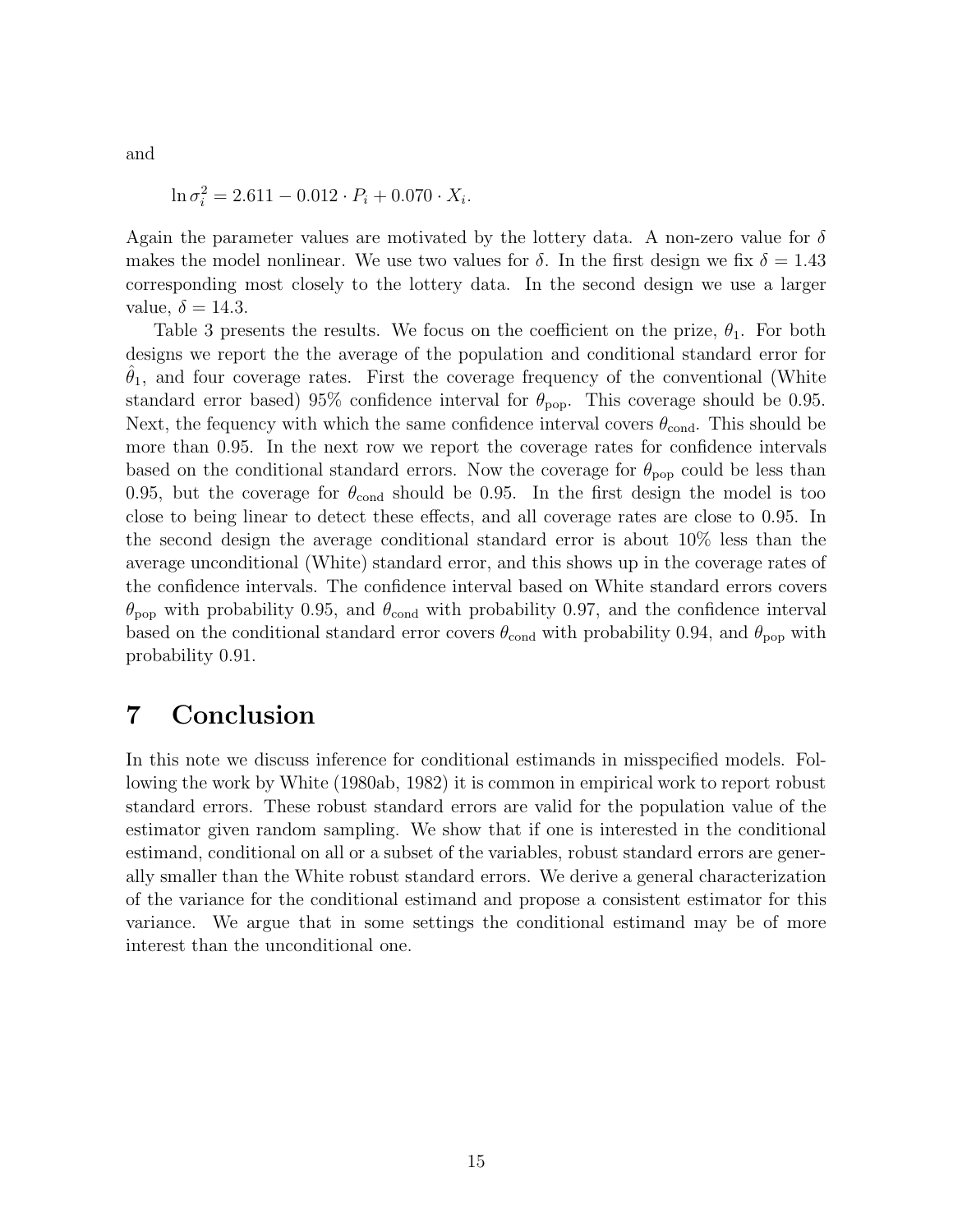and

$$\ln \sigma_i^2 = 2.611 - 0.012 \cdot P_i + 0.070 \cdot X_i.$$

Again the parameter values are motivated by the lottery data. A non-zero value for $\delta$ makes the model nonlinear. We use two values for $\delta$. In the first design we fix $\delta = 1.43$ corresponding most closely to the lottery data. In the second design we use a larger value, $\delta = 14.3$.

Table 3 presents the results. We focus on the coefficient on the prize, $\theta_1$. For both designs we report the the average of the population and conditional standard error for $\hat{\theta}_1$, and four coverage rates. First the coverage frequency of the conventional (White standard error based) 95% confidence interval for $\theta_{\text{pop}}$. This coverage should be 0.95. Next, the fequency with which the same confidence interval covers $\theta_{\text{cond}}$. This should be more than 0.95. In the next row we report the coverage rates for confidence intervals based on the conditional standard errors. Now the coverage for $\theta_{\text{pop}}$ could be less than 0.95, but the coverage for $\theta_{\text{cond}}$ should be 0.95. In the first design the model is too close to being linear to detect these effects, and all coverage rates are close to 0.95. In the second design the average conditional standard error is about 10% less than the average unconditional (White) standard error, and this shows up in the coverage rates of the confidence intervals. The confidence interval based on White standard errors covers $\theta_{\text{pop}}$ with probability 0.95, and $\theta_{\text{cond}}$ with probability 0.97, and the confidence interval based on the conditional standard error covers $\theta_{\text{cond}}$ with probability 0.94, and $\theta_{\text{pop}}$ with probability 0.91.

# 7 Conclusion

In this note we discuss inference for conditional estimands in misspecified models. Following the work by White (1980ab, 1982) it is common in empirical work to report robust standard errors. These robust standard errors are valid for the population value of the estimator given random sampling. We show that if one is interested in the conditional estimand, conditional on all or a subset of the variables, robust standard errors are generally smaller than the White robust standard errors. We derive a general characterization of the variance for the conditional estimand and propose a consistent estimator for this variance. We argue that in some settings the conditional estimand may be of more interest than the unconditional one.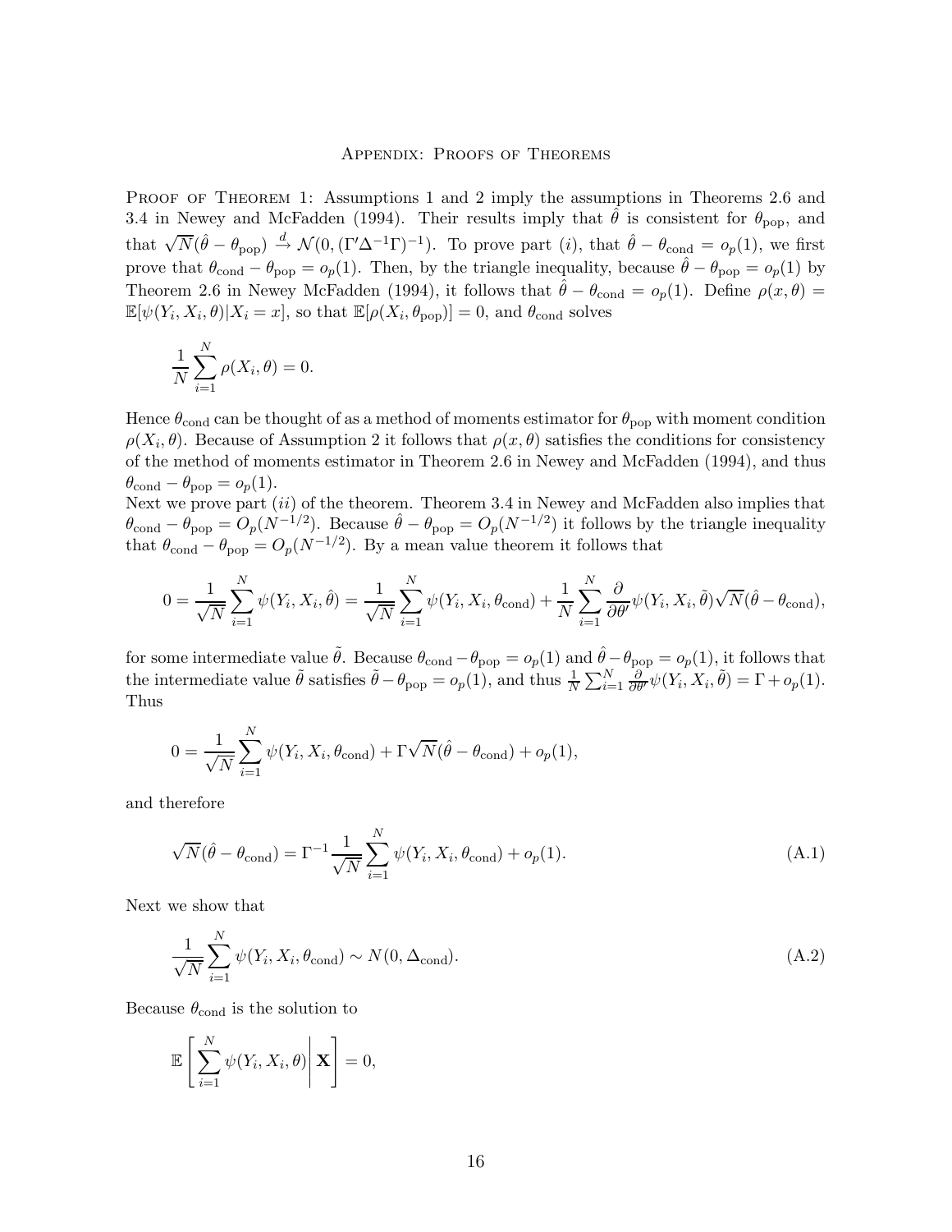## Appendix: Proofs of Theorems

Proof of Theorem 1: Assumptions 1 and 2 imply the assumptions in Theorems 2.6 and 3.4 in Newey and McFadden (1994). Their results imply that $\hat{\theta}$ is consistent for $\theta_{\text{pop}}$, and that $\sqrt{N}(\hat{\theta} - \theta_{\text{pop}}) \xrightarrow{d} \mathcal{N}(0, (\Gamma' \Delta^{-1} \Gamma)^{-1})$. To prove part $(i)$, that $\hat{\theta} - \theta_{\text{cond}} = o_p(1)$, we first prove that $\theta_{\text{cond}} - \theta_{\text{pop}} = o_p(1)$. Then, by the triangle inequality, because $\hat{\theta} - \theta_{\text{pop}} = o_p(1)$ by Theorem 2.6 in Newey McFadden (1994), it follows that $\hat{\theta} - \theta_{\text{cond}} = o_p(1)$. Define $\rho(x, \theta) = \mathbb{E}[\psi(Y_i, X_i, \theta) | X_i = x]$, so that $\mathbb{E}[\rho(X_i, \theta_{\text{pop}})] = 0$, and $\theta_{\text{cond}}$ solves

$$\frac{1}{N} \sum_{i=1}^{N} \rho(X_i, \theta) = 0.$$

Hence $\theta_{\text{cond}}$ can be thought of as a method of moments estimator for $\theta_{\text{pop}}$ with moment condition $\rho(X_i, \theta)$. Because of Assumption 2 it follows that $\rho(x, \theta)$ satisfies the conditions for consistency of the method of moments estimator in Theorem 2.6 in Newey and McFadden (1994), and thus $\theta_{\text{cond}} - \theta_{\text{pop}} = o_p(1)$.

Next we prove part $(ii)$ of the theorem. Theorem 3.4 in Newey and McFadden also implies that $\theta_{\text{cond}} - \theta_{\text{pop}} = O_p(N^{-1/2})$. Because $\hat{\theta} - \theta_{\text{pop}} = O_p(N^{-1/2})$ it follows by the triangle inequality that $\theta_{\text{cond}} - \theta_{\text{pop}} = O_p(N^{-1/2})$. By a mean value theorem it follows that

$$0 = \frac{1}{\sqrt{N}} \sum_{i=1}^{N} \psi(Y_i, X_i, \hat{\theta}) = \frac{1}{\sqrt{N}} \sum_{i=1}^{N} \psi(Y_i, X_i, \theta_{\text{cond}}) + \frac{1}{N} \sum_{i=1}^{N} \frac{\partial}{\partial \theta'} \psi(Y_i, X_i, \tilde{\theta}) \sqrt{N}(\hat{\theta} - \theta_{\text{cond}}),$$

for some intermediate value $\tilde{\theta}$. Because $\theta_{\text{cond}} - \theta_{\text{pop}} = o_p(1)$ and $\hat{\theta} - \theta_{\text{pop}} = o_p(1)$, it follows that the intermediate value $\tilde{\theta}$ satisfies $\tilde{\theta} - \theta_{\text{pop}} = o_p(1)$, and thus $\frac{1}{N} \sum_{i=1}^{N} \frac{\partial}{\partial \theta'} \psi(Y_i, X_i, \tilde{\theta}) = \Gamma + o_p(1)$. Thus

$$0 = \frac{1}{\sqrt{N}} \sum_{i=1}^{N} \psi(Y_i, X_i, \theta_{\text{cond}}) + \Gamma \sqrt{N}(\hat{\theta} - \theta_{\text{cond}}) + o_p(1),$$

and therefore

$$\sqrt{N}(\hat{\theta} - \theta_{\text{cond}}) = \Gamma^{-1} \frac{1}{\sqrt{N}} \sum_{i=1}^{N} \psi(Y_i, X_i, \theta_{\text{cond}}) + o_p(1). \tag{A.1}$$

Next we show that

$$\frac{1}{\sqrt{N}} \sum_{i=1}^{N} \psi(Y_i, X_i, \theta_{\text{cond}}) \sim N(0, \Delta_{\text{cond}}). \tag{A.2}$$

Because $\theta_{\text{cond}}$ is the solution to

$$\mathbb{E}\left[ \sum_{i=1}^{N} \psi(Y_i, X_i, \theta) \middle| \mathbf{X} \right] = 0,$$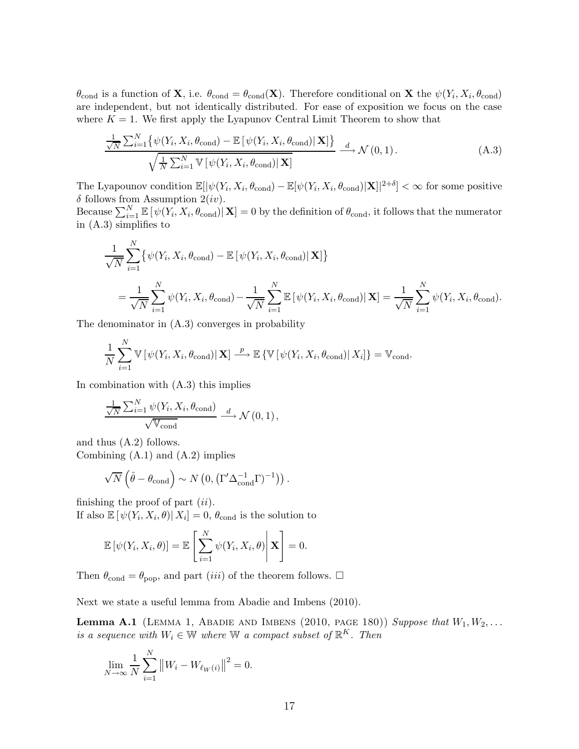$\theta_{\text{cond}}$ is a function of $\mathbf{X}$, i.e. $\theta_{\text{cond}} = \theta_{\text{cond}}(\mathbf{X})$. Therefore conditional on $\mathbf{X}$ the $\psi(Y_i, X_i, \theta_{\text{cond}})$ are independent, but not identically distributed. For ease of exposition we focus on the case where $K = 1$. We first apply the Lyapunov Central Limit Theorem to show that

$$\frac{\frac{1}{\sqrt{N}}\sum_{i=1}^{N}\left\{\psi(Y_i, X_i, \theta_{\text{cond}}) - \mathbb{E}\left[\psi(Y_i, X_i, \theta_{\text{cond}})|\,\mathbf{X}\right]\right\}}{\sqrt{\frac{1}{N}\sum_{i=1}^{N}\mathbb{V}\left[\psi(Y_i, X_i, \theta_{\text{cond}})|\,\mathbf{X}\right]}} \xrightarrow{d} \mathcal{N}\left(0, 1\right). \tag{A.3}$$

The Lyapounov condition $\mathbb{E}[|\psi(Y_i, X_i, \theta_{\text{cond}}) - \mathbb{E}[\psi(Y_i, X_i, \theta_{\text{cond}})|\mathbf{X}]|^{2+\delta}] < \infty$ for some positive $\delta$ follows from Assumption 2($iv$).

Because $\sum_{i=1}^{N}\mathbb{E}\left[\psi(Y_i, X_i, \theta_{\text{cond}})|\,\mathbf{X}\right] = 0$ by the definition of $\theta_{\text{cond}}$, it follows that the numerator in (A.3) simplifies to

$$\frac{1}{\sqrt{N}}\sum_{i=1}^{N}\left\{\psi(Y_i, X_i, \theta_{\text{cond}}) - \mathbb{E}\left[\psi(Y_i, X_i, \theta_{\text{cond}})|\,\mathbf{X}\right]\right\}$$

$$= \frac{1}{\sqrt{N}}\sum_{i=1}^{N}\psi(Y_i, X_i, \theta_{\text{cond}}) - \frac{1}{\sqrt{N}}\sum_{i=1}^{N}\mathbb{E}\left[\psi(Y_i, X_i, \theta_{\text{cond}})|\,\mathbf{X}\right] = \frac{1}{\sqrt{N}}\sum_{i=1}^{N}\psi(Y_i, X_i, \theta_{\text{cond}}).$$

The denominator in (A.3) converges in probability

$$\frac{1}{N}\sum_{i=1}^{N}\mathbb{V}\left[\psi(Y_i, X_i, \theta_{\text{cond}})|\,\mathbf{X}\right] \xrightarrow{p} \mathbb{E}\left\{\mathbb{V}\left[\psi(Y_i, X_i, \theta_{\text{cond}})|\,X_i\right]\right\} = \mathbb{V}_{\text{cond}}.$$

In combination with (A.3) this implies

$$\frac{\frac{1}{\sqrt{N}}\sum_{i=1}^{N}\psi(Y_i, X_i, \theta_{\text{cond}})}{\sqrt{\mathbb{V}_{\text{cond}}}} \xrightarrow{d} \mathcal{N}\left(0, 1\right),$$

and thus (A.2) follows.

Combining (A.1) and (A.2) implies

$$\sqrt{N}\left(\hat{\theta} - \theta_{\text{cond}}\right) \sim N\left(0, \left(\Gamma'\Delta_{\text{cond}}^{-1}\Gamma\right)^{-1}\right)\right).$$

finishing the proof of part ($ii$).

If also $\mathbb{E}\left[\psi(Y_i, X_i, \theta)|\,X_i\right] = 0$, $\theta_{\text{cond}}$ is the solution to

$$\mathbb{E}\left[\psi(Y_i, X_i, \theta)\right] = \mathbb{E}\left[\left.\sum_{i=1}^{N}\psi(Y_i, X_i, \theta)\right|\mathbf{X}\right] = 0.$$

Then $\theta_{\text{cond}} = \theta_{\text{pop}}$, and part ($iii$) of the theorem follows. $\square$

Next we state a useful lemma from Abadie and Imbens (2010).

**Lemma A.1** (Lemma 1, Abadie and Imbens (2010, page 180)) *Suppose that $W_1, W_2, \ldots$ is a sequence with $W_i \in \mathbb{W}$ where $\mathbb{W}$ a compact subset of $\mathbb{R}^K$. Then*

$$\lim_{N\to\infty}\frac{1}{N}\sum_{i=1}^{N}\left\|W_i - W_{\ell_W(i)}\right\|^2 = 0.$$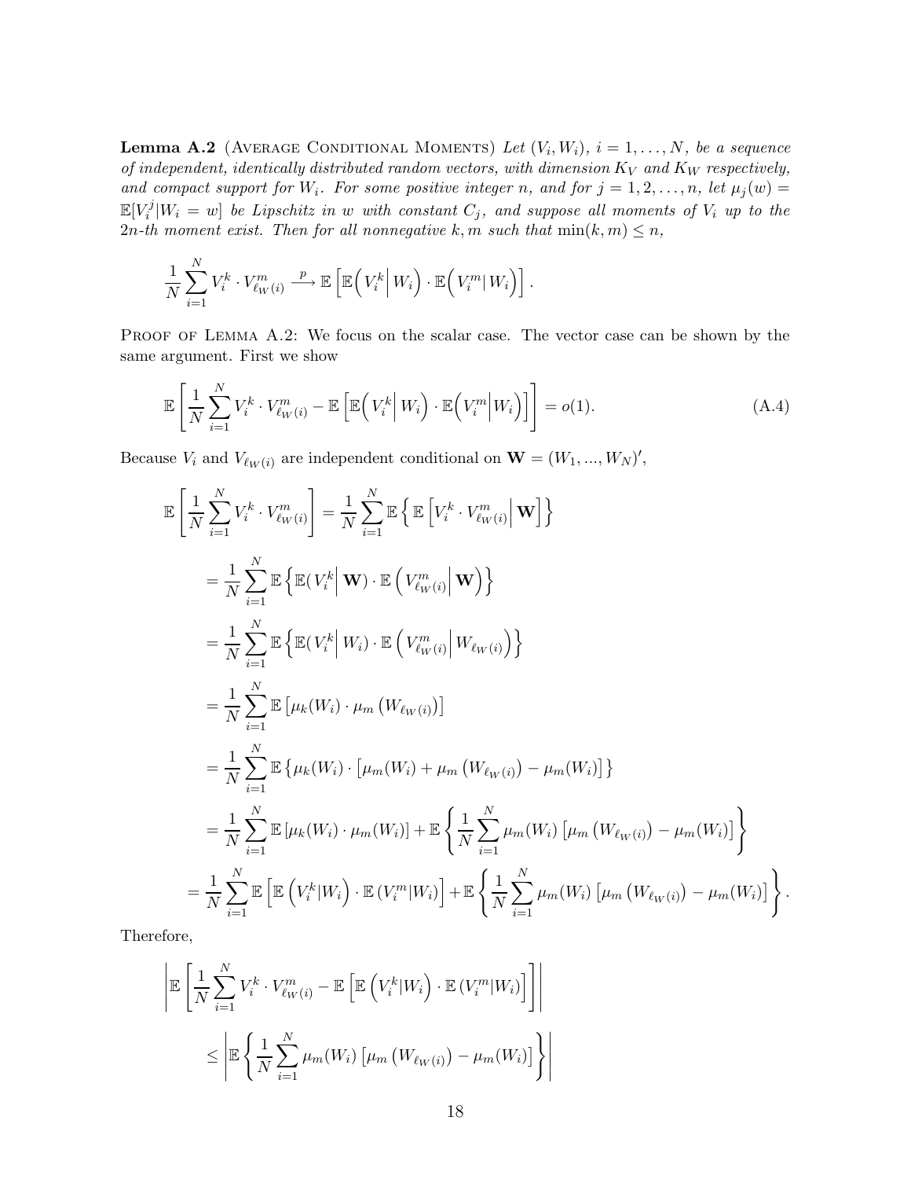**Lemma A.2** (Average Conditional Moments) *Let $(V_i, W_i)$, $i = 1, \ldots, N$, be a sequence of independent, identically distributed random vectors, with dimension $K_V$ and $K_W$ respectively, and compact support for $W_i$. For some positive integer n, and for $j = 1, 2, \ldots, n$, let $\mu_j(w) = \mathbb{E}[V_i^j | W_i = w]$ be Lipschitz in w with constant $C_j$, and suppose all moments of $V_i$ up to the 2n-th moment exist. Then for all nonnegative $k, m$ such that $\min(k, m) \leq n$,*

$$\frac{1}{N}\sum_{i=1}^{N} V_i^k \cdot V_{\ell_W(i)}^m \xrightarrow{p} \mathbb{E}\left[\mathbb{E}\Big(V_i^k \Big| W_i\Big) \cdot \mathbb{E}\Big(V_i^m \big| W_i\Big)\right].$$

Proof of Lemma A.2: We focus on the scalar case. The vector case can be shown by the same argument. First we show

$$\mathbb{E}\left[\frac{1}{N}\sum_{i=1}^{N} V_i^k \cdot V_{\ell_W(i)}^m - \mathbb{E}\left[\mathbb{E}\Big(V_i^k \Big| W_i\Big) \cdot \mathbb{E}\Big(V_i^m \Big| W_i\Big)\right]\right] = o(1). \tag{A.4}$$

Because $V_i$ and $V_{\ell_W(i)}$ are independent conditional on $\mathbf{W} = (W_1, ..., W_N)'$,

$$\begin{aligned}
\mathbb{E}\left[\frac{1}{N}\sum_{i=1}^{N} V_i^k \cdot V_{\ell_W(i)}^m\right] &= \frac{1}{N}\sum_{i=1}^{N} \mathbb{E}\left\{\mathbb{E}\left[V_i^k \cdot V_{\ell_W(i)}^m \Big| \mathbf{W}\right]\right\} \\
&= \frac{1}{N}\sum_{i=1}^{N} \mathbb{E}\left\{\mathbb{E}(V_i^k \big| \mathbf{W}) \cdot \mathbb{E}\left(V_{\ell_W(i)}^m \Big| \mathbf{W}\right)\right\} \\
&= \frac{1}{N}\sum_{i=1}^{N} \mathbb{E}\left\{\mathbb{E}(V_i^k \big| W_i) \cdot \mathbb{E}\left(V_{\ell_W(i)}^m \Big| W_{\ell_W(i)}\right)\right\} \\
&= \frac{1}{N}\sum_{i=1}^{N} \mathbb{E}\left[\mu_k(W_i) \cdot \mu_m\left(W_{\ell_W(i)}\right)\right] \\
&= \frac{1}{N}\sum_{i=1}^{N} \mathbb{E}\left\{\mu_k(W_i) \cdot \left[\mu_m(W_i) + \mu_m\left(W_{\ell_W(i)}\right) - \mu_m(W_i)\right]\right\} \\
&= \frac{1}{N}\sum_{i=1}^{N} \mathbb{E}\left[\mu_k(W_i) \cdot \mu_m(W_i)\right] + \mathbb{E}\left\{\frac{1}{N}\sum_{i=1}^{N} \mu_m(W_i)\left[\mu_m\left(W_{\ell_W(i)}\right) - \mu_m(W_i)\right]\right\} \\
&= \frac{1}{N}\sum_{i=1}^{N} \mathbb{E}\left[\mathbb{E}\left(V_i^k | W_i\right) \cdot \mathbb{E}\left(V_i^m | W_i\right)\right] + \mathbb{E}\left\{\frac{1}{N}\sum_{i=1}^{N} \mu_m(W_i)\left[\mu_m\left(W_{\ell_W(i)}\right) - \mu_m(W_i)\right]\right\}.
\end{aligned}$$

Therefore,

$$\begin{aligned}
&\left|\mathbb{E}\left[\frac{1}{N}\sum_{i=1}^{N} V_i^k \cdot V_{\ell_W(i)}^m - \mathbb{E}\left[\mathbb{E}\left(V_i^k | W_i\right) \cdot \mathbb{E}\left(V_i^m | W_i\right)\right]\right]\right| \\
&\qquad \leq \left|\mathbb{E}\left\{\frac{1}{N}\sum_{i=1}^{N} \mu_m(W_i)\left[\mu_m\left(W_{\ell_W(i)}\right) - \mu_m(W_i)\right]\right\}\right|
\end{aligned}$$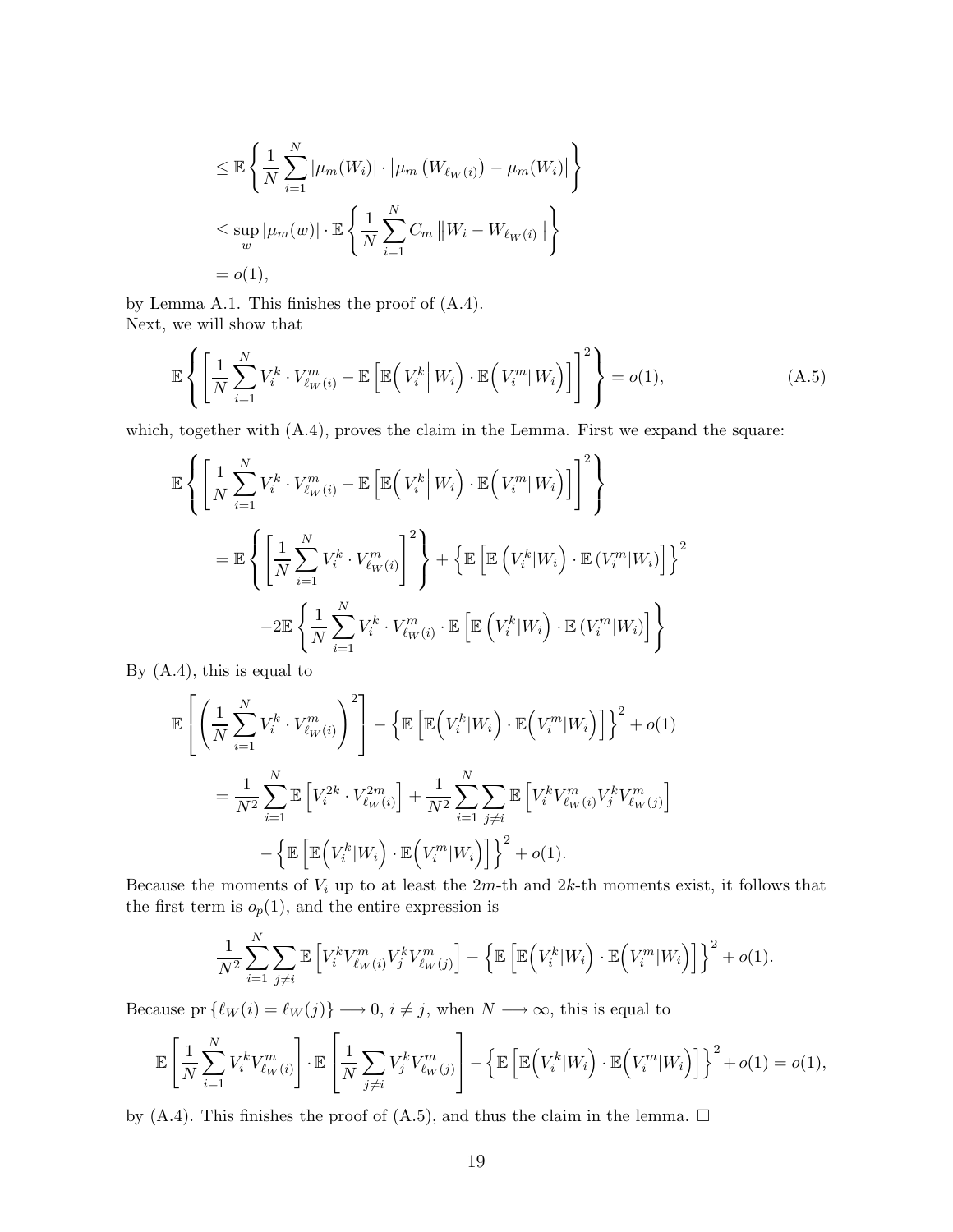$$
\begin{aligned}
&\leq \mathbb{E}\left\{\frac{1}{N}\sum_{i=1}^{N}|\mu_m(W_i)|\cdot\left|\mu_m\left(W_{\ell_W(i)}\right)-\mu_m(W_i)\right|\right\}\\
&\leq \sup_w|\mu_m(w)|\cdot\mathbb{E}\left\{\frac{1}{N}\sum_{i=1}^{N}C_m\left\|W_i-W_{\ell_W(i)}\right\|\right\}\\
&=o(1),
\end{aligned}
$$

by Lemma A.1. This finishes the proof of (A.4).
Next, we will show that

$$
\mathbb{E}\left\{\left[\frac{1}{N}\sum_{i=1}^{N}V_i^k\cdot V_{\ell_W(i)}^m-\mathbb{E}\left[\mathbb{E}\Big(V_i^k\Big|\,W_i\Big)\cdot\mathbb{E}\Big(V_i^m\big|\,W_i\Big)\right]\right]^2\right\}=o(1), \tag{A.5}
$$

which, together with (A.4), proves the claim in the Lemma. First we expand the square:

$$
\begin{aligned}
&\mathbb{E}\left\{\left[\frac{1}{N}\sum_{i=1}^{N}V_i^k\cdot V_{\ell_W(i)}^m-\mathbb{E}\left[\mathbb{E}\Big(V_i^k\Big|\,W_i\Big)\cdot\mathbb{E}\Big(V_i^m\big|\,W_i\Big)\right]\right]^2\right\}\\
&\quad=\mathbb{E}\left\{\left[\frac{1}{N}\sum_{i=1}^{N}V_i^k\cdot V_{\ell_W(i)}^m\right]^2\right\}+\left\{\mathbb{E}\left[\mathbb{E}\left(V_i^k|W_i\right)\cdot\mathbb{E}\left(V_i^m|W_i\right)\right]\right\}^2\\
&\qquad\quad-2\mathbb{E}\left\{\frac{1}{N}\sum_{i=1}^{N}V_i^k\cdot V_{\ell_W(i)}^m\cdot\mathbb{E}\left[\mathbb{E}\left(V_i^k|W_i\right)\cdot\mathbb{E}\left(V_i^m|W_i\right)\right]\right\}
\end{aligned}
$$

By (A.4), this is equal to

$$
\begin{aligned}
&\mathbb{E}\left[\left(\frac{1}{N}\sum_{i=1}^{N}V_i^k\cdot V_{\ell_W(i)}^m\right)^2\right]-\left\{\mathbb{E}\left[\mathbb{E}\Big(V_i^k|W_i\Big)\cdot\mathbb{E}\Big(V_i^m|W_i\Big)\right]\right\}^2+o(1)\\
&\quad=\frac{1}{N^2}\sum_{i=1}^{N}\mathbb{E}\left[V_i^{2k}\cdot V_{\ell_W(i)}^{2m}\right]+\frac{1}{N^2}\sum_{i=1}^{N}\sum_{j\neq i}\mathbb{E}\left[V_i^kV_{\ell_W(i)}^mV_j^kV_{\ell_W(j)}^m\right]\\
&\qquad\quad-\left\{\mathbb{E}\left[\mathbb{E}\Big(V_i^k|W_i\Big)\cdot\mathbb{E}\Big(V_i^m|W_i\Big)\right]\right\}^2+o(1).
\end{aligned}
$$

Because the moments of $V_i$ up to at least the $2m$-th and $2k$-th moments exist, it follows that the first term is $o_p(1)$, and the entire expression is

$$
\frac{1}{N^2}\sum_{i=1}^{N}\sum_{j\neq i}\mathbb{E}\left[V_i^kV_{\ell_W(i)}^mV_j^kV_{\ell_W(j)}^m\right]-\left\{\mathbb{E}\left[\mathbb{E}\Big(V_i^k|W_i\Big)\cdot\mathbb{E}\Big(V_i^m|W_i\Big)\right]\right\}^2+o(1).
$$

Because $\mathrm{pr}\left\{\ell_W(i)=\ell_W(j)\right\}\longrightarrow 0$, $i\neq j$, when $N\longrightarrow\infty$, this is equal to

$$
\mathbb{E}\left[\frac{1}{N}\sum_{i=1}^{N}V_i^kV_{\ell_W(i)}^m\right]\cdot\mathbb{E}\left[\frac{1}{N}\sum_{j\neq i}V_j^kV_{\ell_W(j)}^m\right]-\left\{\mathbb{E}\left[\mathbb{E}\Big(V_i^k|W_i\Big)\cdot\mathbb{E}\Big(V_i^m|W_i\Big)\right]\right\}^2+o(1)=o(1),
$$

by (A.4). This finishes the proof of (A.5), and thus the claim in the lemma. □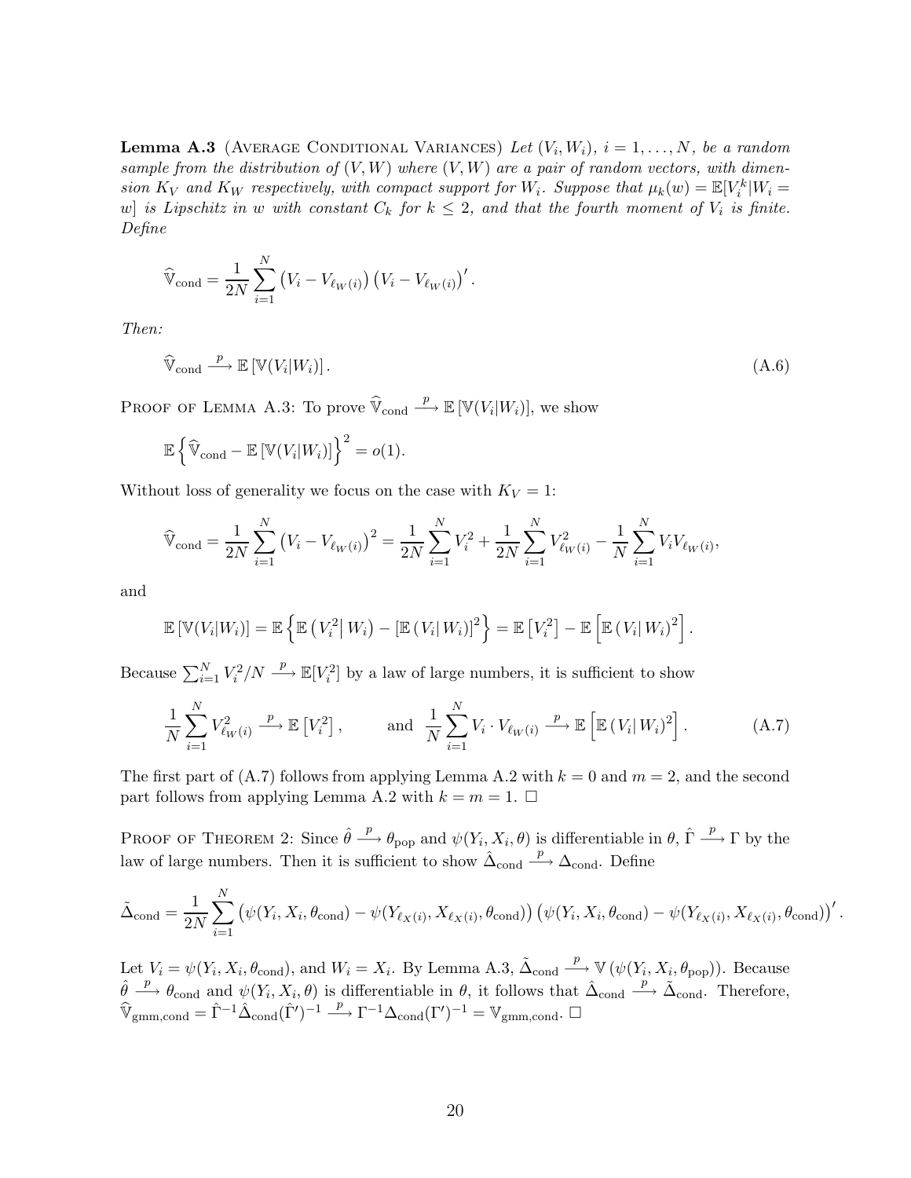**Lemma A.3** (Average Conditional Variances) *Let $(V_i, W_i)$, $i = 1, \ldots, N$, be a random sample from the distribution of $(V, W)$ where $(V, W)$ are a pair of random vectors, with dimension $K_V$ and $K_W$ respectively, with compact support for $W_i$. Suppose that $\mu_k(w) = \mathbb{E}[V_i^k | W_i = w]$ is Lipschitz in $w$ with constant $C_k$ for $k \leq 2$, and that the fourth moment of $V_i$ is finite. Define*

$$\widehat{\mathbb{V}}_{\text{cond}} = \frac{1}{2N} \sum_{i=1}^{N} \left(V_i - V_{\ell_W(i)}\right)\left(V_i - V_{\ell_W(i)}\right)'.$$

*Then:*

$$\widehat{\mathbb{V}}_{\text{cond}} \xrightarrow{p} \mathbb{E}\left[\mathbb{V}(V_i|W_i)\right]. \tag{A.6}$$

Proof of Lemma A.3: To prove $\widehat{\mathbb{V}}_{\text{cond}} \xrightarrow{p} \mathbb{E}\left[\mathbb{V}(V_i|W_i)\right]$, we show

$$\mathbb{E}\left\{\widehat{\mathbb{V}}_{\text{cond}} - \mathbb{E}\left[\mathbb{V}(V_i|W_i)\right]\right\}^2 = o(1).$$

Without loss of generality we focus on the case with $K_V = 1$:

$$\widehat{\mathbb{V}}_{\text{cond}} = \frac{1}{2N} \sum_{i=1}^{N} \left(V_i - V_{\ell_W(i)}\right)^2 = \frac{1}{2N} \sum_{i=1}^{N} V_i^2 + \frac{1}{2N} \sum_{i=1}^{N} V_{\ell_W(i)}^2 - \frac{1}{N} \sum_{i=1}^{N} V_i V_{\ell_W(i)},$$

and

$$\mathbb{E}\left[\mathbb{V}(V_i|W_i)\right] = \mathbb{E}\left\{\mathbb{E}\left(V_i^2 \middle| W_i\right) - \left[\mathbb{E}\left(V_i \middle| W_i\right)\right]^2\right\} = \mathbb{E}\left[V_i^2\right] - \mathbb{E}\left[\mathbb{E}\left(V_i \middle| W_i\right)^2\right].$$

Because $\sum_{i=1}^{N} V_i^2/N \xrightarrow{p} \mathbb{E}[V_i^2]$ by a law of large numbers, it is sufficient to show

$$\frac{1}{N} \sum_{i=1}^{N} V_{\ell_W(i)}^2 \xrightarrow{p} \mathbb{E}\left[V_i^2\right], \qquad \text{and} \quad \frac{1}{N} \sum_{i=1}^{N} V_i \cdot V_{\ell_W(i)} \xrightarrow{p} \mathbb{E}\left[\mathbb{E}\left(V_i \middle| W_i\right)^2\right]. \tag{A.7}$$

The first part of (A.7) follows from applying Lemma A.2 with $k = 0$ and $m = 2$, and the second part follows from applying Lemma A.2 with $k = m = 1$. $\square$

Proof of Theorem 2: Since $\hat{\theta} \xrightarrow{p} \theta_{\text{pop}}$ and $\psi(Y_i, X_i, \theta)$ is differentiable in $\theta$, $\hat{\Gamma} \xrightarrow{p} \Gamma$ by the law of large numbers. Then it is sufficient to show $\hat{\Delta}_{\text{cond}} \xrightarrow{p} \Delta_{\text{cond}}$. Define

$$\tilde{\Delta}_{\text{cond}} = \frac{1}{2N} \sum_{i=1}^{N} \left(\psi(Y_i, X_i, \theta_{\text{cond}}) - \psi(Y_{\ell_X(i)}, X_{\ell_X(i)}, \theta_{\text{cond}})\right)\left(\psi(Y_i, X_i, \theta_{\text{cond}}) - \psi(Y_{\ell_X(i)}, X_{\ell_X(i)}, \theta_{\text{cond}})\right)'.$$

Let $V_i = \psi(Y_i, X_i, \theta_{\text{cond}})$, and $W_i = X_i$. By Lemma A.3, $\tilde{\Delta}_{\text{cond}} \xrightarrow{p} \mathbb{V}\left(\psi(Y_i, X_i, \theta_{\text{pop}})\right)$. Because $\hat{\theta} \xrightarrow{p} \theta_{\text{cond}}$ and $\psi(Y_i, X_i, \theta)$ is differentiable in $\theta$, it follows that $\hat{\Delta}_{\text{cond}} \xrightarrow{p} \tilde{\Delta}_{\text{cond}}$. Therefore, $\widehat{\mathbb{V}}_{\text{gmm,cond}} = \hat{\Gamma}^{-1}\hat{\Delta}_{\text{cond}}(\hat{\Gamma}')^{-1} \xrightarrow{p} \Gamma^{-1}\Delta_{\text{cond}}(\Gamma')^{-1} = \mathbb{V}_{\text{gmm,cond}}$. $\square$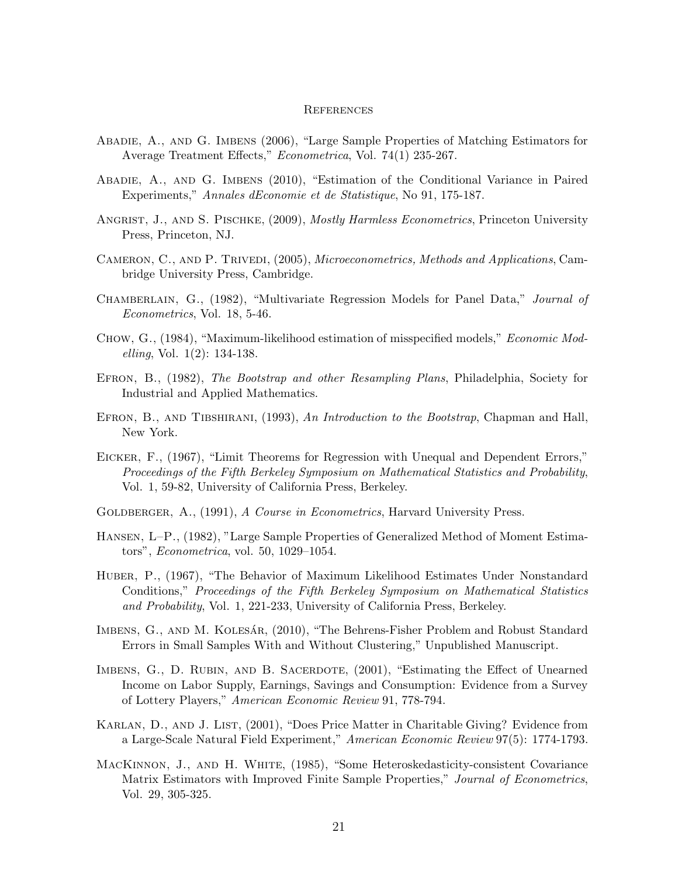## References

Abadie, A., and G. Imbens (2006), "Large Sample Properties of Matching Estimators for Average Treatment Effects," *Econometrica*, Vol. 74(1) 235-267.

Abadie, A., and G. Imbens (2010), "Estimation of the Conditional Variance in Paired Experiments," *Annales dEconomie et de Statistique*, No 91, 175-187.

Angrist, J., and S. Pischke, (2009), *Mostly Harmless Econometrics*, Princeton University Press, Princeton, NJ.

Cameron, C., and P. Trivedi, (2005), *Microeconometrics, Methods and Applications*, Cambridge University Press, Cambridge.

Chamberlain, G., (1982), "Multivariate Regression Models for Panel Data," *Journal of Econometrics*, Vol. 18, 5-46.

Chow, G., (1984), "Maximum-likelihood estimation of misspecified models," *Economic Modelling*, Vol. 1(2): 134-138.

Efron, B., (1982), *The Bootstrap and other Resampling Plans*, Philadelphia, Society for Industrial and Applied Mathematics.

Efron, B., and Tibshirani, (1993), *An Introduction to the Bootstrap*, Chapman and Hall, New York.

Eicker, F., (1967), "Limit Theorems for Regression with Unequal and Dependent Errors," *Proceedings of the Fifth Berkeley Symposium on Mathematical Statistics and Probability*, Vol. 1, 59-82, University of California Press, Berkeley.

Goldberger, A., (1991), *A Course in Econometrics*, Harvard University Press.

Hansen, L–P., (1982), "Large Sample Properties of Generalized Method of Moment Estimators", *Econometrica*, vol. 50, 1029–1054.

Huber, P., (1967), "The Behavior of Maximum Likelihood Estimates Under Nonstandard Conditions," *Proceedings of the Fifth Berkeley Symposium on Mathematical Statistics and Probability*, Vol. 1, 221-233, University of California Press, Berkeley.

Imbens, G., and M. Kolesár, (2010), "The Behrens-Fisher Problem and Robust Standard Errors in Small Samples With and Without Clustering," Unpublished Manuscript.

Imbens, G., D. Rubin, and B. Sacerdote, (2001), "Estimating the Effect of Unearned Income on Labor Supply, Earnings, Savings and Consumption: Evidence from a Survey of Lottery Players," *American Economic Review* 91, 778-794.

Karlan, D., and J. List, (2001), "Does Price Matter in Charitable Giving? Evidence from a Large-Scale Natural Field Experiment," *American Economic Review* 97(5): 1774-1793.

MacKinnon, J., and H. White, (1985), "Some Heteroskedasticity-consistent Covariance Matrix Estimators with Improved Finite Sample Properties," *Journal of Econometrics*, Vol. 29, 305-325.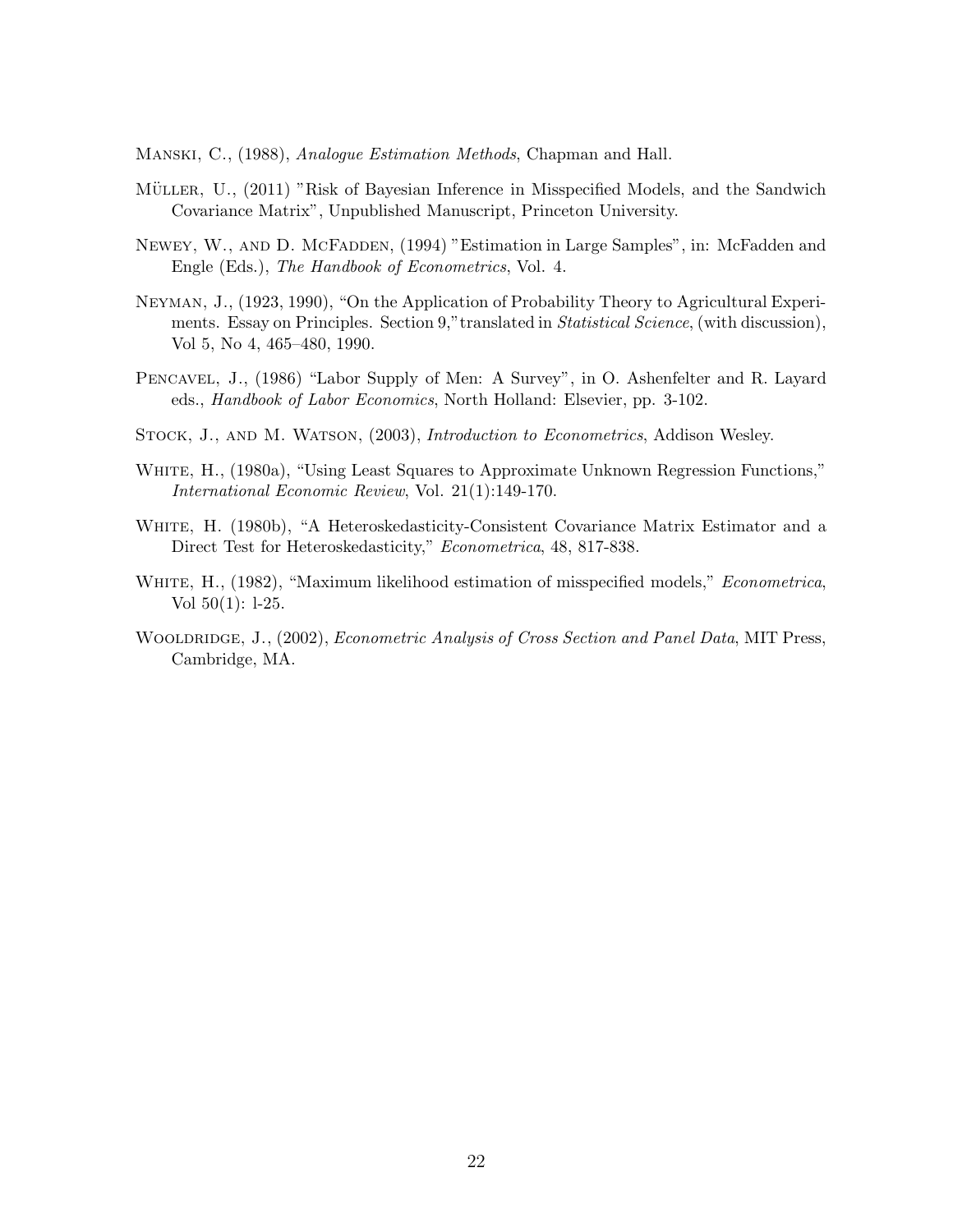Manski, C., (1988), *Analogue Estimation Methods*, Chapman and Hall.

Müller, U., (2011) "Risk of Bayesian Inference in Misspecified Models, and the Sandwich Covariance Matrix", Unpublished Manuscript, Princeton University.

Newey, W., and D. McFadden, (1994) "Estimation in Large Samples", in: McFadden and Engle (Eds.), *The Handbook of Econometrics*, Vol. 4.

Neyman, J., (1923, 1990), "On the Application of Probability Theory to Agricultural Experiments. Essay on Principles. Section 9,"translated in *Statistical Science*, (with discussion), Vol 5, No 4, 465–480, 1990.

Pencavel, J., (1986) "Labor Supply of Men: A Survey", in O. Ashenfelter and R. Layard eds., *Handbook of Labor Economics*, North Holland: Elsevier, pp. 3-102.

Stock, J., and M. Watson, (2003), *Introduction to Econometrics*, Addison Wesley.

White, H., (1980a), "Using Least Squares to Approximate Unknown Regression Functions," *International Economic Review*, Vol. 21(1):149-170.

White, H. (1980b), "A Heteroskedasticity-Consistent Covariance Matrix Estimator and a Direct Test for Heteroskedasticity," *Econometrica*, 48, 817-838.

White, H., (1982), "Maximum likelihood estimation of misspecified models," *Econometrica*, Vol 50(1): l-25.

Wooldridge, J., (2002), *Econometric Analysis of Cross Section and Panel Data*, MIT Press, Cambridge, MA.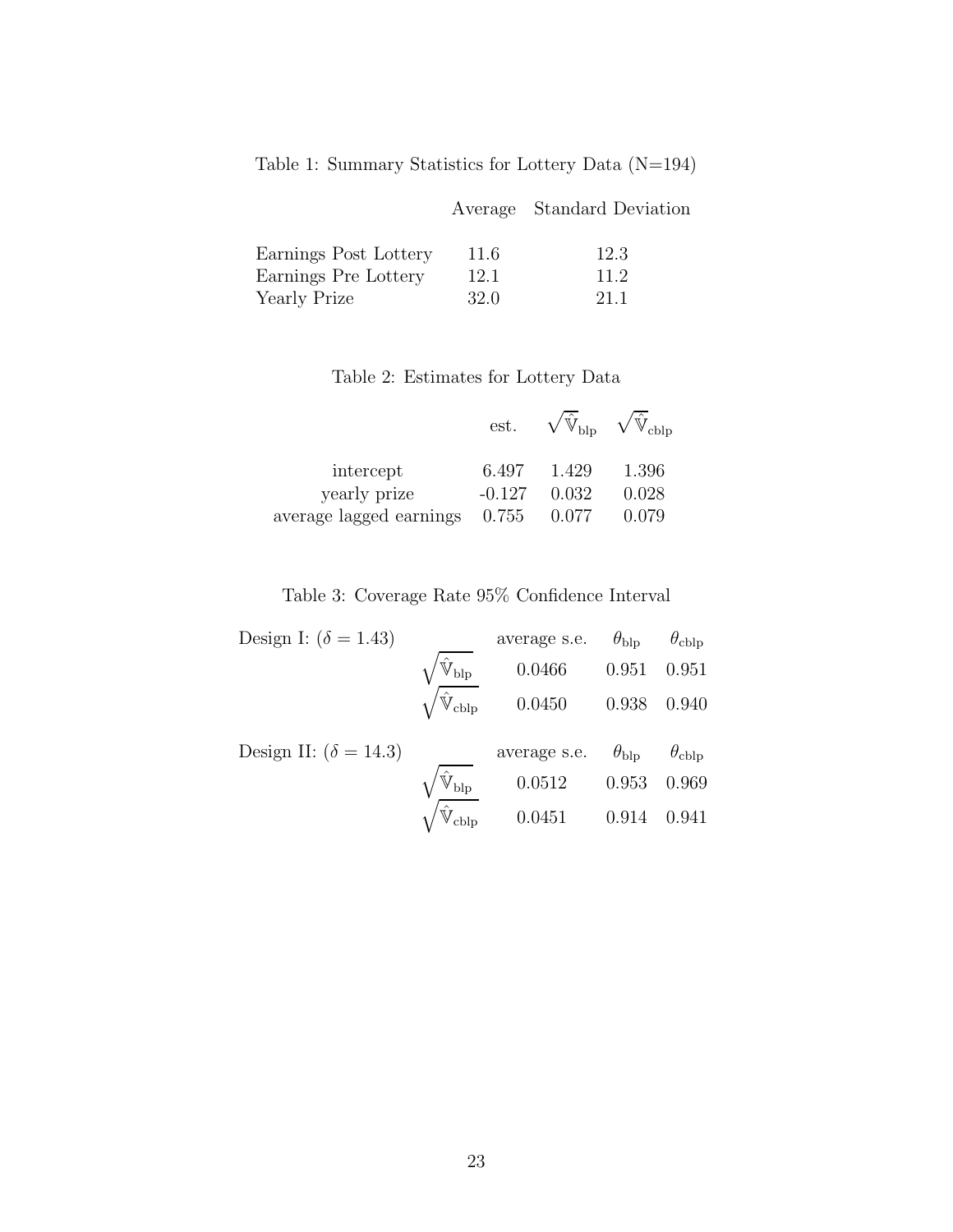Table 1: Summary Statistics for Lottery Data (N=194)

| | Average | Standard Deviation |
|---|---|---|
| Earnings Post Lottery | 11.6 | 12.3 |
| Earnings Pre Lottery | 12.1 | 11.2 |
| Yearly Prize | 32.0 | 21.1 |

Table 2: Estimates for Lottery Data

| | est. | $\sqrt{\hat{\mathbb{V}}}_{\text{blp}}$ | $\sqrt{\hat{\mathbb{V}}}_{\text{cblp}}$ |
|---|---|---|---|
| intercept | 6.497 | 1.429 | 1.396 |
| yearly prize | -0.127 | 0.032 | 0.028 |
| average lagged earnings | 0.755 | 0.077 | 0.079 |

Table 3: Coverage Rate 95% Confidence Interval

| Design I: ($\delta = 1.43$) | | average s.e. | $\theta_{\text{blp}}$ | $\theta_{\text{cblp}}$ |
|---|---|---|---|---|
| | $\sqrt{\hat{\mathbb{V}}_{\text{blp}}}$ | 0.0466 | 0.951 | 0.951 |
| | $\sqrt{\hat{\mathbb{V}}_{\text{cblp}}}$ | 0.0450 | 0.938 | 0.940 |

| Design II: ($\delta = 14.3$) | | average s.e. | $\theta_{\text{blp}}$ | $\theta_{\text{cblp}}$ |
|---|---|---|---|---|
| | $\sqrt{\hat{\mathbb{V}}_{\text{blp}}}$ | 0.0512 | 0.953 | 0.969 |
| | $\sqrt{\hat{\mathbb{V}}_{\text{cblp}}}$ | 0.0451 | 0.914 | 0.941 |